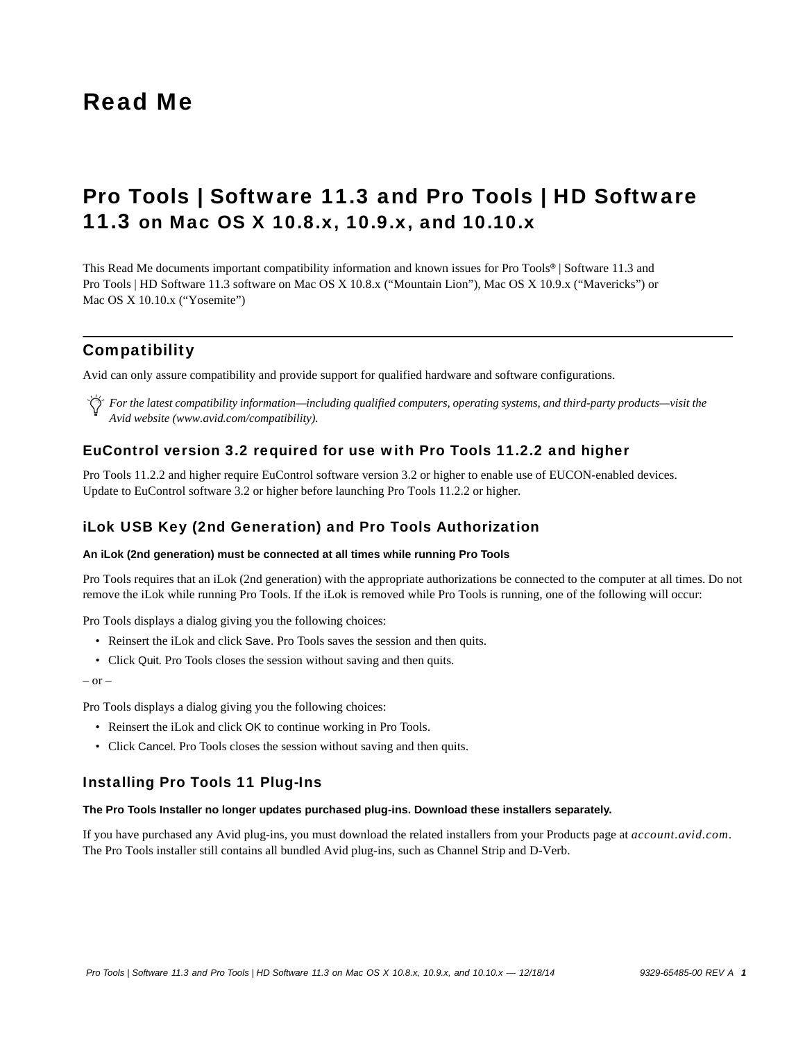# Read Me

## Pro Tools | Software 11.3 and Pro Tools | HD Software 11.3 on Mac OS X 10.8.x, 10.9.x, and 10.10.x

This Read Me documents important compatibility information and known issues for Pro Tools® | Software 11.3 and Pro Tools | HD Software 11.3 software on Mac OS X 10.8.x (“Mountain Lion”), Mac OS X 10.9.x (“Mavericks”) or Mac OS X 10.10.x (“Yosemite”)

## Compatibility

Avid can only assure compatibility and provide support for qualified hardware and software configurations.

*For the latest compatibility information—including qualified computers, operating systems, and third-party products—visit the Avid website (www.avid.com/compatibility).*

### EuControl version 3.2 required for use with Pro Tools 11.2.2 and higher

Pro Tools 11.2.2 and higher require EuControl software version 3.2 or higher to enable use of EUCON-enabled devices. Update to EuControl software 3.2 or higher before launching Pro Tools 11.2.2 or higher.

### iLok USB Key (2nd Generation) and Pro Tools Authorization

**An iLok (2nd generation) must be connected at all times while running Pro Tools**

Pro Tools requires that an iLok (2nd generation) with the appropriate authorizations be connected to the computer at all times. Do not remove the iLok while running Pro Tools. If the iLok is removed while Pro Tools is running, one of the following will occur:

Pro Tools displays a dialog giving you the following choices:

- Reinsert the iLok and click Save. Pro Tools saves the session and then quits.
- Click Quit. Pro Tools closes the session without saving and then quits.

– or –

Pro Tools displays a dialog giving you the following choices:

- Reinsert the iLok and click OK to continue working in Pro Tools.
- Click Cancel. Pro Tools closes the session without saving and then quits.

### Installing Pro Tools 11 Plug-Ins

**The Pro Tools Installer no longer updates purchased plug-ins. Download these installers separately.**

If you have purchased any Avid plug-ins, you must download the related installers from your Products page at *account.avid.com*. The Pro Tools installer still contains all bundled Avid plug-ins, such as Channel Strip and D-Verb.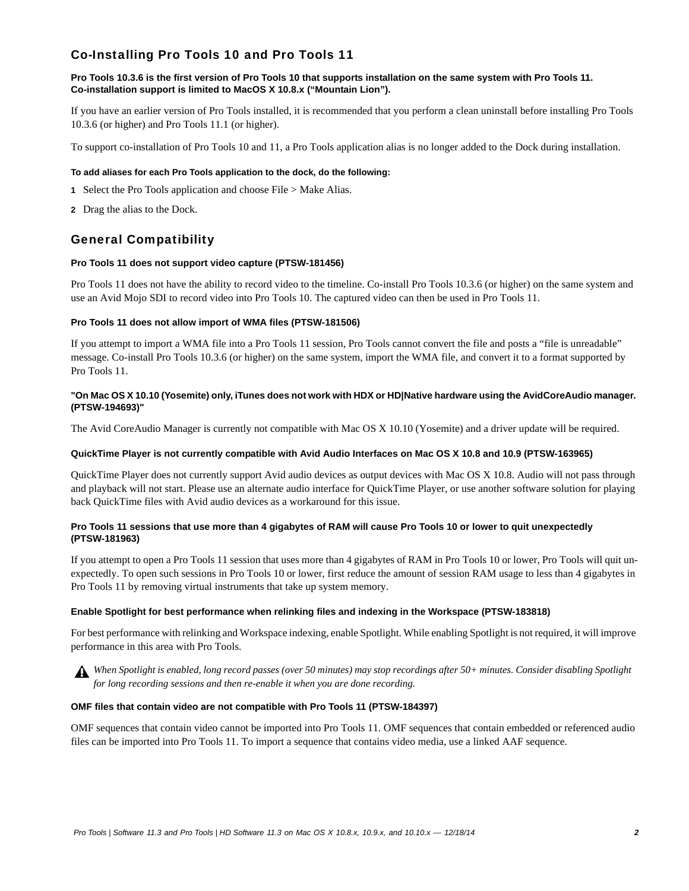## Co-Installing Pro Tools 10 and Pro Tools 11

**Pro Tools 10.3.6 is the first version of Pro Tools 10 that supports installation on the same system with Pro Tools 11. Co-installation support is limited to MacOS X 10.8.x (“Mountain Lion”).**

If you have an earlier version of Pro Tools installed, it is recommended that you perform a clean uninstall before installing Pro Tools 10.3.6 (or higher) and Pro Tools 11.1 (or higher).

To support co-installation of Pro Tools 10 and 11, a Pro Tools application alias is no longer added to the Dock during installation.

**To add aliases for each Pro Tools application to the dock, do the following:**

1. Select the Pro Tools application and choose File > Make Alias.
2. Drag the alias to the Dock.

## General Compatibility

**Pro Tools 11 does not support video capture (PTSW-181456)**

Pro Tools 11 does not have the ability to record video to the timeline. Co-install Pro Tools 10.3.6 (or higher) on the same system and use an Avid Mojo SDI to record video into Pro Tools 10. The captured video can then be used in Pro Tools 11.

**Pro Tools 11 does not allow import of WMA files (PTSW-181506)**

If you attempt to import a WMA file into a Pro Tools 11 session, Pro Tools cannot convert the file and posts a “file is unreadable” message. Co-install Pro Tools 10.3.6 (or higher) on the same system, import the WMA file, and convert it to a format supported by Pro Tools 11.

**"On Mac OS X 10.10 (Yosemite) only, iTunes does not work with HDX or HD|Native hardware using the AvidCoreAudio manager. (PTSW-194693)"**

The Avid CoreAudio Manager is currently not compatible with Mac OS X 10.10 (Yosemite) and a driver update will be required.

**QuickTime Player is not currently compatible with Avid Audio Interfaces on Mac OS X 10.8 and 10.9 (PTSW-163965)**

QuickTime Player does not currently support Avid audio devices as output devices with Mac OS X 10.8. Audio will not pass through and playback will not start. Please use an alternate audio interface for QuickTime Player, or use another software solution for playing back QuickTime files with Avid audio devices as a workaround for this issue.

**Pro Tools 11 sessions that use more than 4 gigabytes of RAM will cause Pro Tools 10 or lower to quit unexpectedly (PTSW-181963)**

If you attempt to open a Pro Tools 11 session that uses more than 4 gigabytes of RAM in Pro Tools 10 or lower, Pro Tools will quit unexpectedly. To open such sessions in Pro Tools 10 or lower, first reduce the amount of session RAM usage to less than 4 gigabytes in Pro Tools 11 by removing virtual instruments that take up system memory.

**Enable Spotlight for best performance when relinking files and indexing in the Workspace (PTSW-183818)**

For best performance with relinking and Workspace indexing, enable Spotlight. While enabling Spotlight is not required, it will improve performance in this area with Pro Tools.

*When Spotlight is enabled, long record passes (over 50 minutes) may stop recordings after 50+ minutes. Consider disabling Spotlight for long recording sessions and then re-enable it when you are done recording.*

**OMF files that contain video are not compatible with Pro Tools 11 (PTSW-184397)**

OMF sequences that contain video cannot be imported into Pro Tools 11. OMF sequences that contain embedded or referenced audio files can be imported into Pro Tools 11. To import a sequence that contains video media, use a linked AAF sequence.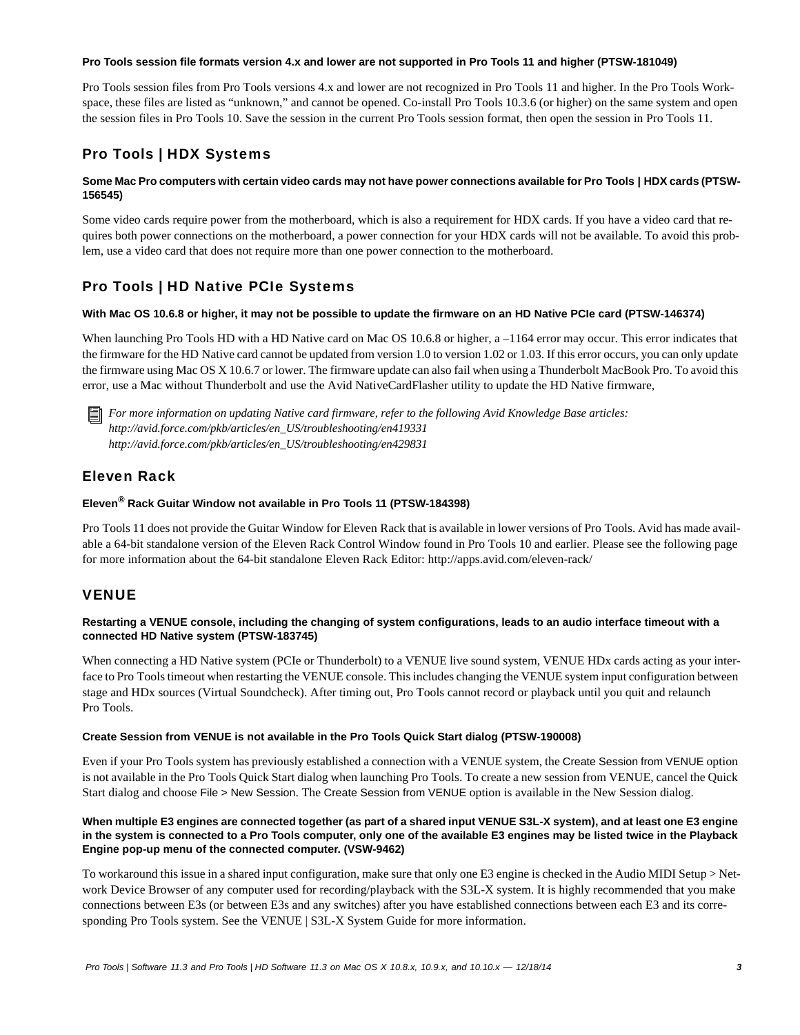**Pro Tools session file formats version 4.x and lower are not supported in Pro Tools 11 and higher (PTSW-181049)**

Pro Tools session files from Pro Tools versions 4.x and lower are not recognized in Pro Tools 11 and higher. In the Pro Tools Workspace, these files are listed as "unknown," and cannot be opened. Co-install Pro Tools 10.3.6 (or higher) on the same system and open the session files in Pro Tools 10. Save the session in the current Pro Tools session format, then open the session in Pro Tools 11.

## Pro Tools | HDX Systems

**Some Mac Pro computers with certain video cards may not have power connections available for Pro Tools | HDX cards (PTSW-156545)**

Some video cards require power from the motherboard, which is also a requirement for HDX cards. If you have a video card that requires both power connections on the motherboard, a power connection for your HDX cards will not be available. To avoid this problem, use a video card that does not require more than one power connection to the motherboard.

## Pro Tools | HD Native PCIe Systems

**With Mac OS 10.6.8 or higher, it may not be possible to update the firmware on an HD Native PCIe card (PTSW-146374)**

When launching Pro Tools HD with a HD Native card on Mac OS 10.6.8 or higher, a –1164 error may occur. This error indicates that the firmware for the HD Native card cannot be updated from version 1.0 to version 1.02 or 1.03. If this error occurs, you can only update the firmware using Mac OS X 10.6.7 or lower. The firmware update can also fail when using a Thunderbolt MacBook Pro. To avoid this error, use a Mac without Thunderbolt and use the Avid NativeCardFlasher utility to update the HD Native firmware,

*For more information on updating Native card firmware, refer to the following Avid Knowledge Base articles:*
*http://avid.force.com/pkb/articles/en_US/troubleshooting/en419331*
*http://avid.force.com/pkb/articles/en_US/troubleshooting/en429831*

## Eleven Rack

**Eleven® Rack Guitar Window not available in Pro Tools 11 (PTSW-184398)**

Pro Tools 11 does not provide the Guitar Window for Eleven Rack that is available in lower versions of Pro Tools. Avid has made available a 64-bit standalone version of the Eleven Rack Control Window found in Pro Tools 10 and earlier. Please see the following page for more information about the 64-bit standalone Eleven Rack Editor: http://apps.avid.com/eleven-rack/

## VENUE

**Restarting a VENUE console, including the changing of system configurations, leads to an audio interface timeout with a connected HD Native system (PTSW-183745)**

When connecting a HD Native system (PCIe or Thunderbolt) to a VENUE live sound system, VENUE HDx cards acting as your interface to Pro Tools timeout when restarting the VENUE console. This includes changing the VENUE system input configuration between stage and HDx sources (Virtual Soundcheck). After timing out, Pro Tools cannot record or playback until you quit and relaunch Pro Tools.

**Create Session from VENUE is not available in the Pro Tools Quick Start dialog (PTSW-190008)**

Even if your Pro Tools system has previously established a connection with a VENUE system, the Create Session from VENUE option is not available in the Pro Tools Quick Start dialog when launching Pro Tools. To create a new session from VENUE, cancel the Quick Start dialog and choose File > New Session. The Create Session from VENUE option is available in the New Session dialog.

**When multiple E3 engines are connected together (as part of a shared input VENUE S3L-X system), and at least one E3 engine in the system is connected to a Pro Tools computer, only one of the available E3 engines may be listed twice in the Playback Engine pop-up menu of the connected computer. (VSW-9462)**

To workaround this issue in a shared input configuration, make sure that only one E3 engine is checked in the Audio MIDI Setup > Network Device Browser of any computer used for recording/playback with the S3L-X system. It is highly recommended that you make connections between E3s (or between E3s and any switches) after you have established connections between each E3 and its corresponding Pro Tools system. See the VENUE | S3L-X System Guide for more information.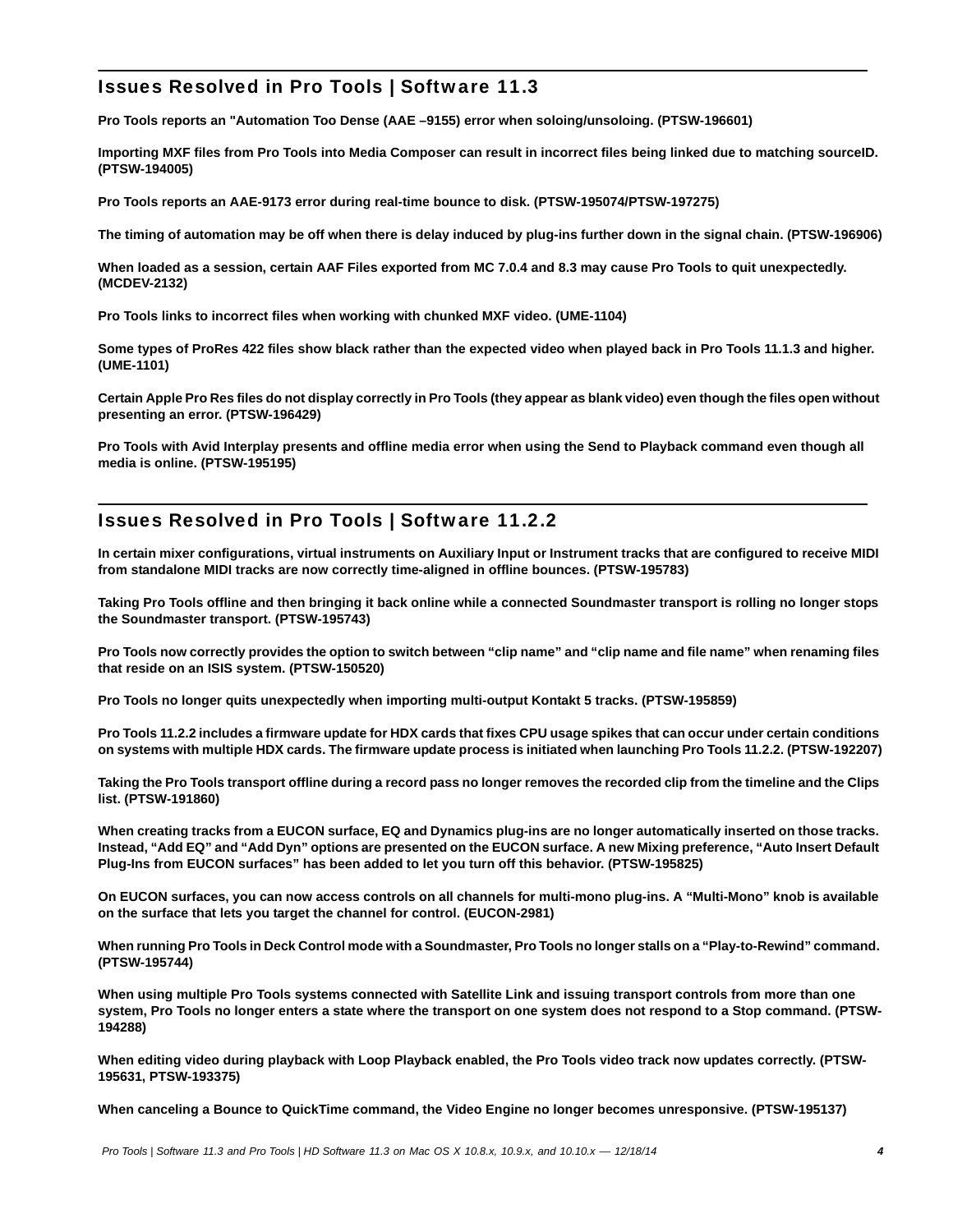## Issues Resolved in Pro Tools | Software 11.3

**Pro Tools reports an "Automation Too Dense (AAE –9155) error when soloing/unsoloing. (PTSW-196601)**

**Importing MXF files from Pro Tools into Media Composer can result in incorrect files being linked due to matching sourceID. (PTSW-194005)**

**Pro Tools reports an AAE-9173 error during real-time bounce to disk. (PTSW-195074/PTSW-197275)**

**The timing of automation may be off when there is delay induced by plug-ins further down in the signal chain. (PTSW-196906)**

**When loaded as a session, certain AAF Files exported from MC 7.0.4 and 8.3 may cause Pro Tools to quit unexpectedly. (MCDEV-2132)**

**Pro Tools links to incorrect files when working with chunked MXF video. (UME-1104)**

**Some types of ProRes 422 files show black rather than the expected video when played back in Pro Tools 11.1.3 and higher. (UME-1101)**

**Certain Apple Pro Res files do not display correctly in Pro Tools (they appear as blank video) even though the files open without presenting an error. (PTSW-196429)**

**Pro Tools with Avid Interplay presents and offline media error when using the Send to Playback command even though all media is online. (PTSW-195195)**

## Issues Resolved in Pro Tools | Software 11.2.2

**In certain mixer configurations, virtual instruments on Auxiliary Input or Instrument tracks that are configured to receive MIDI from standalone MIDI tracks are now correctly time-aligned in offline bounces. (PTSW-195783)**

**Taking Pro Tools offline and then bringing it back online while a connected Soundmaster transport is rolling no longer stops the Soundmaster transport. (PTSW-195743)**

**Pro Tools now correctly provides the option to switch between "clip name" and "clip name and file name" when renaming files that reside on an ISIS system. (PTSW-150520)**

**Pro Tools no longer quits unexpectedly when importing multi-output Kontakt 5 tracks. (PTSW-195859)**

**Pro Tools 11.2.2 includes a firmware update for HDX cards that fixes CPU usage spikes that can occur under certain conditions on systems with multiple HDX cards. The firmware update process is initiated when launching Pro Tools 11.2.2. (PTSW-192207)**

**Taking the Pro Tools transport offline during a record pass no longer removes the recorded clip from the timeline and the Clips list. (PTSW-191860)**

**When creating tracks from a EUCON surface, EQ and Dynamics plug-ins are no longer automatically inserted on those tracks. Instead, "Add EQ" and "Add Dyn" options are presented on the EUCON surface. A new Mixing preference, "Auto Insert Default Plug-Ins from EUCON surfaces" has been added to let you turn off this behavior. (PTSW-195825)**

**On EUCON surfaces, you can now access controls on all channels for multi-mono plug-ins. A "Multi-Mono" knob is available on the surface that lets you target the channel for control. (EUCON-2981)**

**When running Pro Tools in Deck Control mode with a Soundmaster, Pro Tools no longer stalls on a "Play-to-Rewind" command. (PTSW-195744)**

**When using multiple Pro Tools systems connected with Satellite Link and issuing transport controls from more than one system, Pro Tools no longer enters a state where the transport on one system does not respond to a Stop command. (PTSW-194288)**

**When editing video during playback with Loop Playback enabled, the Pro Tools video track now updates correctly. (PTSW-195631, PTSW-193375)**

**When canceling a Bounce to QuickTime command, the Video Engine no longer becomes unresponsive. (PTSW-195137)**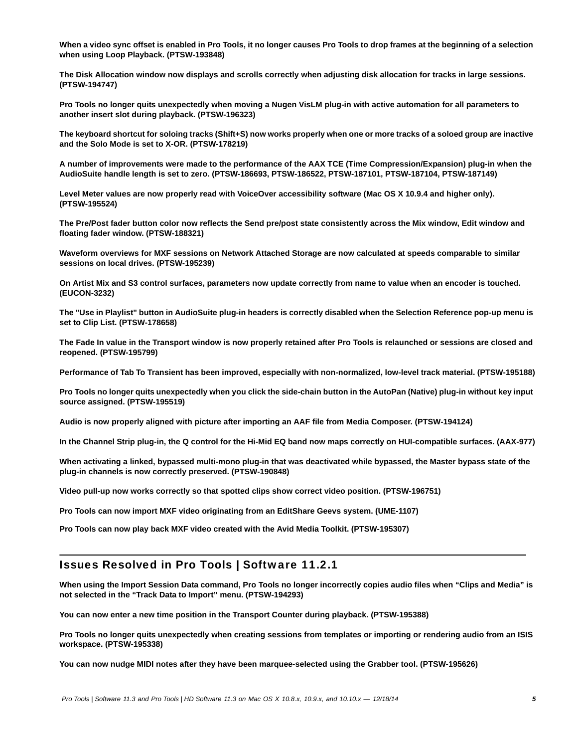**When a video sync offset is enabled in Pro Tools, it no longer causes Pro Tools to drop frames at the beginning of a selection when using Loop Playback. (PTSW-193848)**

**The Disk Allocation window now displays and scrolls correctly when adjusting disk allocation for tracks in large sessions. (PTSW-194747)**

**Pro Tools no longer quits unexpectedly when moving a Nugen VisLM plug-in with active automation for all parameters to another insert slot during playback. (PTSW-196323)**

**The keyboard shortcut for soloing tracks (Shift+S) now works properly when one or more tracks of a soloed group are inactive and the Solo Mode is set to X-OR. (PTSW-178219)**

**A number of improvements were made to the performance of the AAX TCE (Time Compression/Expansion) plug-in when the AudioSuite handle length is set to zero. (PTSW-186693, PTSW-186522, PTSW-187101, PTSW-187104, PTSW-187149)**

**Level Meter values are now properly read with VoiceOver accessibility software (Mac OS X 10.9.4 and higher only). (PTSW-195524)**

**The Pre/Post fader button color now reflects the Send pre/post state consistently across the Mix window, Edit window and floating fader window. (PTSW-188321)**

**Waveform overviews for MXF sessions on Network Attached Storage are now calculated at speeds comparable to similar sessions on local drives. (PTSW-195239)**

**On Artist Mix and S3 control surfaces, parameters now update correctly from name to value when an encoder is touched. (EUCON-3232)**

**The "Use in Playlist" button in AudioSuite plug-in headers is correctly disabled when the Selection Reference pop-up menu is set to Clip List. (PTSW-178658)**

**The Fade In value in the Transport window is now properly retained after Pro Tools is relaunched or sessions are closed and reopened. (PTSW-195799)**

**Performance of Tab To Transient has been improved, especially with non-normalized, low-level track material. (PTSW-195188)**

**Pro Tools no longer quits unexpectedly when you click the side-chain button in the AutoPan (Native) plug-in without key input source assigned. (PTSW-195519)**

**Audio is now properly aligned with picture after importing an AAF file from Media Composer. (PTSW-194124)**

**In the Channel Strip plug-in, the Q control for the Hi-Mid EQ band now maps correctly on HUI-compatible surfaces. (AAX-977)**

**When activating a linked, bypassed multi-mono plug-in that was deactivated while bypassed, the Master bypass state of the plug-in channels is now correctly preserved. (PTSW-190848)**

**Video pull-up now works correctly so that spotted clips show correct video position. (PTSW-196751)**

**Pro Tools can now import MXF video originating from an EditShare Geevs system. (UME-1107)**

**Pro Tools can now play back MXF video created with the Avid Media Toolkit. (PTSW-195307)**

## Issues Resolved in Pro Tools | Software 11.2.1

**When using the Import Session Data command, Pro Tools no longer incorrectly copies audio files when "Clips and Media" is not selected in the "Track Data to Import" menu. (PTSW-194293)**

**You can now enter a new time position in the Transport Counter during playback. (PTSW-195388)**

**Pro Tools no longer quits unexpectedly when creating sessions from templates or importing or rendering audio from an ISIS workspace. (PTSW-195338)**

**You can now nudge MIDI notes after they have been marquee-selected using the Grabber tool. (PTSW-195626)**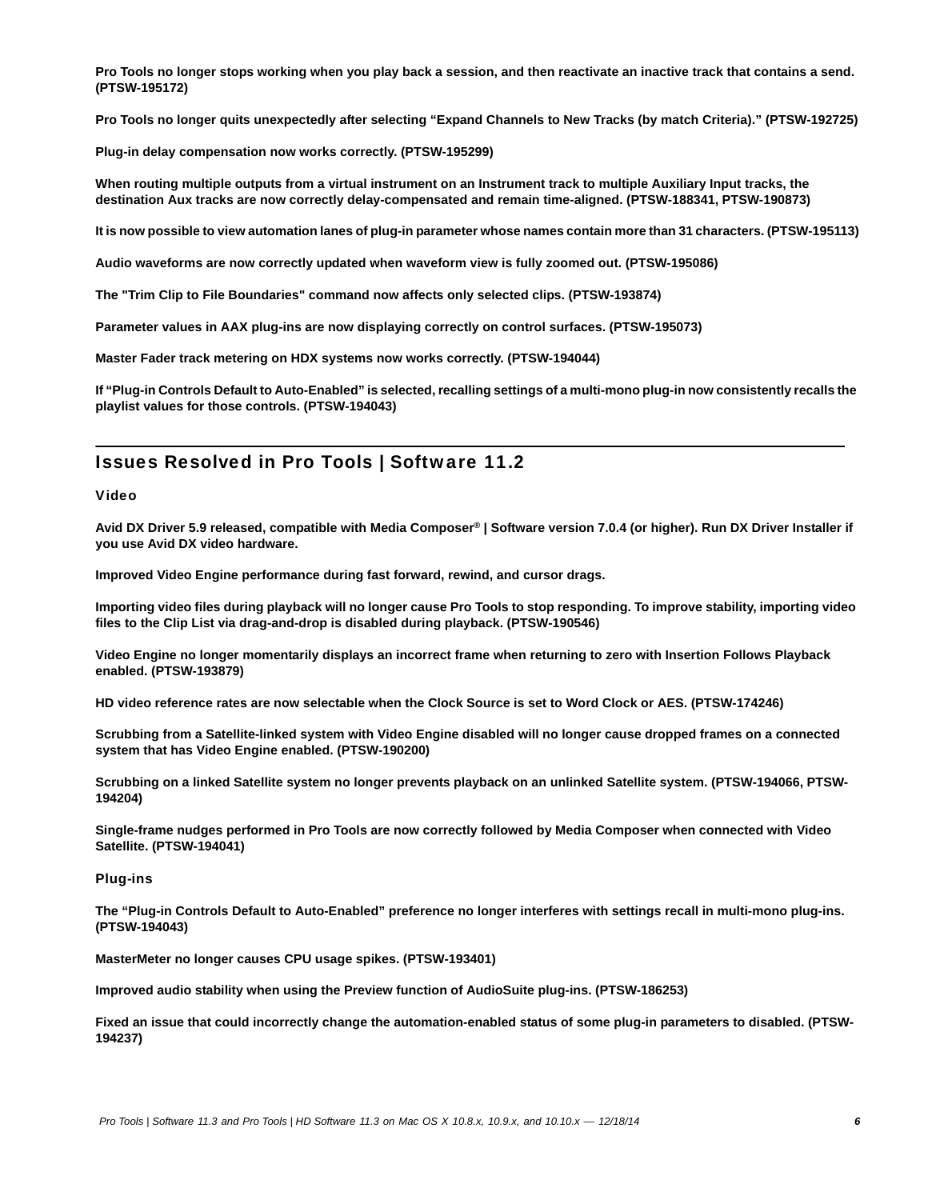**Pro Tools no longer stops working when you play back a session, and then reactivate an inactive track that contains a send. (PTSW-195172)**

**Pro Tools no longer quits unexpectedly after selecting "Expand Channels to New Tracks (by match Criteria)." (PTSW-192725)**

**Plug-in delay compensation now works correctly. (PTSW-195299)**

**When routing multiple outputs from a virtual instrument on an Instrument track to multiple Auxiliary Input tracks, the destination Aux tracks are now correctly delay-compensated and remain time-aligned. (PTSW-188341, PTSW-190873)**

**It is now possible to view automation lanes of plug-in parameter whose names contain more than 31 characters. (PTSW-195113)**

**Audio waveforms are now correctly updated when waveform view is fully zoomed out. (PTSW-195086)**

**The "Trim Clip to File Boundaries" command now affects only selected clips. (PTSW-193874)**

**Parameter values in AAX plug-ins are now displaying correctly on control surfaces. (PTSW-195073)**

**Master Fader track metering on HDX systems now works correctly. (PTSW-194044)**

**If "Plug-in Controls Default to Auto-Enabled" is selected, recalling settings of a multi-mono plug-in now consistently recalls the playlist values for those controls. (PTSW-194043)**

## Issues Resolved in Pro Tools | Software 11.2

### Video

**Avid DX Driver 5.9 released, compatible with Media Composer® | Software version 7.0.4 (or higher). Run DX Driver Installer if you use Avid DX video hardware.**

**Improved Video Engine performance during fast forward, rewind, and cursor drags.**

**Importing video files during playback will no longer cause Pro Tools to stop responding. To improve stability, importing video files to the Clip List via drag-and-drop is disabled during playback. (PTSW-190546)**

**Video Engine no longer momentarily displays an incorrect frame when returning to zero with Insertion Follows Playback enabled. (PTSW-193879)**

**HD video reference rates are now selectable when the Clock Source is set to Word Clock or AES. (PTSW-174246)**

**Scrubbing from a Satellite-linked system with Video Engine disabled will no longer cause dropped frames on a connected system that has Video Engine enabled. (PTSW-190200)**

**Scrubbing on a linked Satellite system no longer prevents playback on an unlinked Satellite system. (PTSW-194066, PTSW-194204)**

**Single-frame nudges performed in Pro Tools are now correctly followed by Media Composer when connected with Video Satellite. (PTSW-194041)**

### Plug-ins

**The "Plug-in Controls Default to Auto-Enabled" preference no longer interferes with settings recall in multi-mono plug-ins. (PTSW-194043)**

**MasterMeter no longer causes CPU usage spikes. (PTSW-193401)**

**Improved audio stability when using the Preview function of AudioSuite plug-ins. (PTSW-186253)**

**Fixed an issue that could incorrectly change the automation-enabled status of some plug-in parameters to disabled. (PTSW-194237)**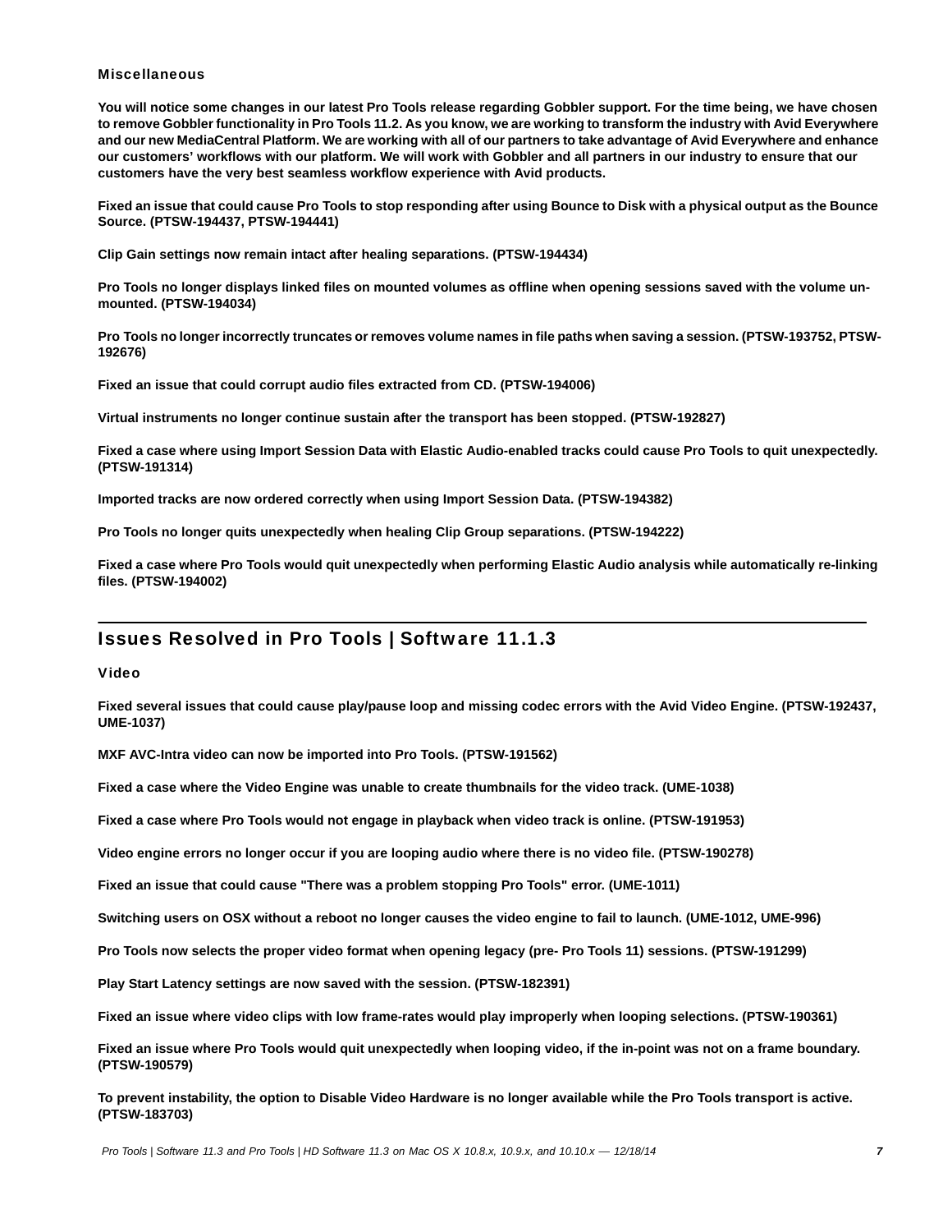### Miscellaneous

**You will notice some changes in our latest Pro Tools release regarding Gobbler support. For the time being, we have chosen to remove Gobbler functionality in Pro Tools 11.2. As you know, we are working to transform the industry with Avid Everywhere and our new MediaCentral Platform. We are working with all of our partners to take advantage of Avid Everywhere and enhance our customers' workflows with our platform. We will work with Gobbler and all partners in our industry to ensure that our customers have the very best seamless workflow experience with Avid products.**

**Fixed an issue that could cause Pro Tools to stop responding after using Bounce to Disk with a physical output as the Bounce Source. (PTSW-194437, PTSW-194441)**

**Clip Gain settings now remain intact after healing separations. (PTSW-194434)**

**Pro Tools no longer displays linked files on mounted volumes as offline when opening sessions saved with the volume un-mounted. (PTSW-194034)**

**Pro Tools no longer incorrectly truncates or removes volume names in file paths when saving a session. (PTSW-193752, PTSW-192676)**

**Fixed an issue that could corrupt audio files extracted from CD. (PTSW-194006)**

**Virtual instruments no longer continue sustain after the transport has been stopped. (PTSW-192827)**

**Fixed a case where using Import Session Data with Elastic Audio-enabled tracks could cause Pro Tools to quit unexpectedly. (PTSW-191314)**

**Imported tracks are now ordered correctly when using Import Session Data. (PTSW-194382)**

**Pro Tools no longer quits unexpectedly when healing Clip Group separations. (PTSW-194222)**

**Fixed a case where Pro Tools would quit unexpectedly when performing Elastic Audio analysis while automatically re-linking files. (PTSW-194002)**

## Issues Resolved in Pro Tools | Software 11.1.3

### Video

**Fixed several issues that could cause play/pause loop and missing codec errors with the Avid Video Engine. (PTSW-192437, UME-1037)**

**MXF AVC-Intra video can now be imported into Pro Tools. (PTSW-191562)**

**Fixed a case where the Video Engine was unable to create thumbnails for the video track. (UME-1038)**

**Fixed a case where Pro Tools would not engage in playback when video track is online. (PTSW-191953)**

**Video engine errors no longer occur if you are looping audio where there is no video file. (PTSW-190278)**

**Fixed an issue that could cause "There was a problem stopping Pro Tools" error. (UME-1011)**

**Switching users on OSX without a reboot no longer causes the video engine to fail to launch. (UME-1012, UME-996)**

**Pro Tools now selects the proper video format when opening legacy (pre- Pro Tools 11) sessions. (PTSW-191299)**

**Play Start Latency settings are now saved with the session. (PTSW-182391)**

**Fixed an issue where video clips with low frame-rates would play improperly when looping selections. (PTSW-190361)**

**Fixed an issue where Pro Tools would quit unexpectedly when looping video, if the in-point was not on a frame boundary. (PTSW-190579)**

**To prevent instability, the option to Disable Video Hardware is no longer available while the Pro Tools transport is active. (PTSW-183703)**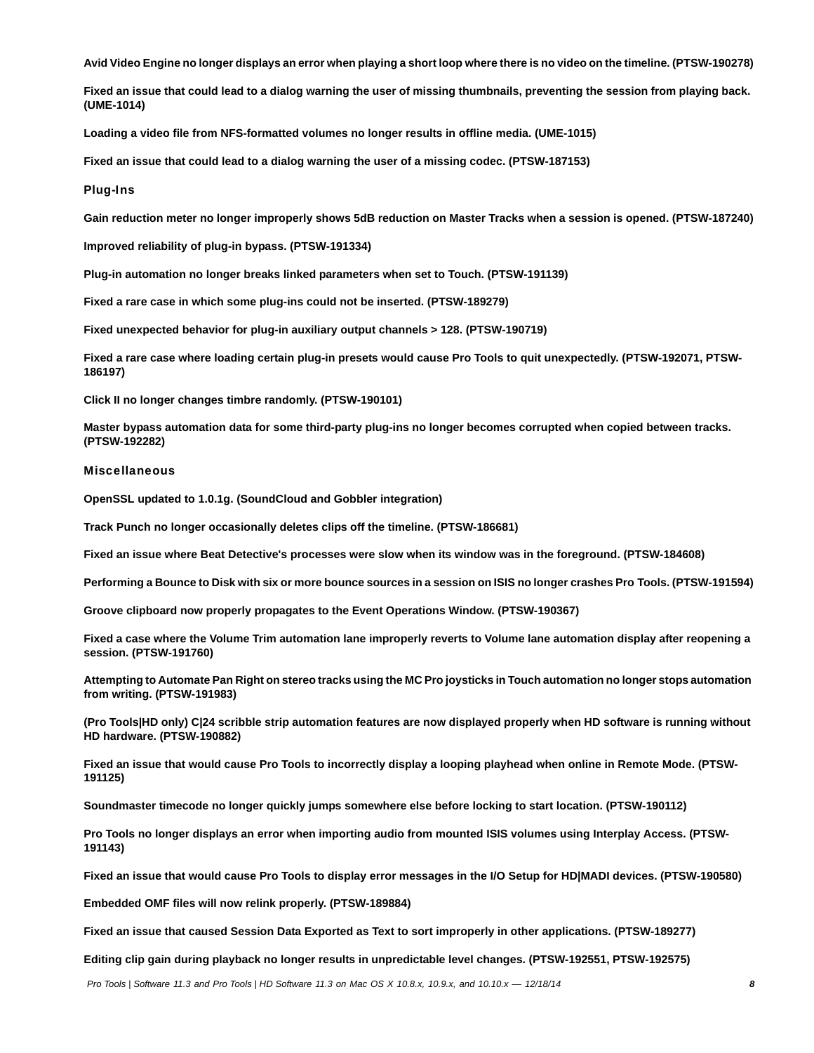**Avid Video Engine no longer displays an error when playing a short loop where there is no video on the timeline. (PTSW-190278)**

**Fixed an issue that could lead to a dialog warning the user of missing thumbnails, preventing the session from playing back. (UME-1014)**

**Loading a video file from NFS-formatted volumes no longer results in offline media. (UME-1015)**

**Fixed an issue that could lead to a dialog warning the user of a missing codec. (PTSW-187153)**

### Plug-Ins

**Gain reduction meter no longer improperly shows 5dB reduction on Master Tracks when a session is opened. (PTSW-187240)**

**Improved reliability of plug-in bypass. (PTSW-191334)**

**Plug-in automation no longer breaks linked parameters when set to Touch. (PTSW-191139)**

**Fixed a rare case in which some plug-ins could not be inserted. (PTSW-189279)**

**Fixed unexpected behavior for plug-in auxiliary output channels > 128. (PTSW-190719)**

**Fixed a rare case where loading certain plug-in presets would cause Pro Tools to quit unexpectedly. (PTSW-192071, PTSW-186197)**

**Click II no longer changes timbre randomly. (PTSW-190101)**

**Master bypass automation data for some third-party plug-ins no longer becomes corrupted when copied between tracks. (PTSW-192282)**

### Miscellaneous

**OpenSSL updated to 1.0.1g. (SoundCloud and Gobbler integration)**

**Track Punch no longer occasionally deletes clips off the timeline. (PTSW-186681)**

**Fixed an issue where Beat Detective's processes were slow when its window was in the foreground. (PTSW-184608)**

**Performing a Bounce to Disk with six or more bounce sources in a session on ISIS no longer crashes Pro Tools. (PTSW-191594)**

**Groove clipboard now properly propagates to the Event Operations Window. (PTSW-190367)**

**Fixed a case where the Volume Trim automation lane improperly reverts to Volume lane automation display after reopening a session. (PTSW-191760)**

**Attempting to Automate Pan Right on stereo tracks using the MC Pro joysticks in Touch automation no longer stops automation from writing. (PTSW-191983)**

**(Pro Tools|HD only) C|24 scribble strip automation features are now displayed properly when HD software is running without HD hardware. (PTSW-190882)**

**Fixed an issue that would cause Pro Tools to incorrectly display a looping playhead when online in Remote Mode. (PTSW-191125)**

**Soundmaster timecode no longer quickly jumps somewhere else before locking to start location. (PTSW-190112)**

**Pro Tools no longer displays an error when importing audio from mounted ISIS volumes using Interplay Access. (PTSW-191143)**

**Fixed an issue that would cause Pro Tools to display error messages in the I/O Setup for HD|MADI devices. (PTSW-190580)**

**Embedded OMF files will now relink properly. (PTSW-189884)**

**Fixed an issue that caused Session Data Exported as Text to sort improperly in other applications. (PTSW-189277)**

**Editing clip gain during playback no longer results in unpredictable level changes. (PTSW-192551, PTSW-192575)**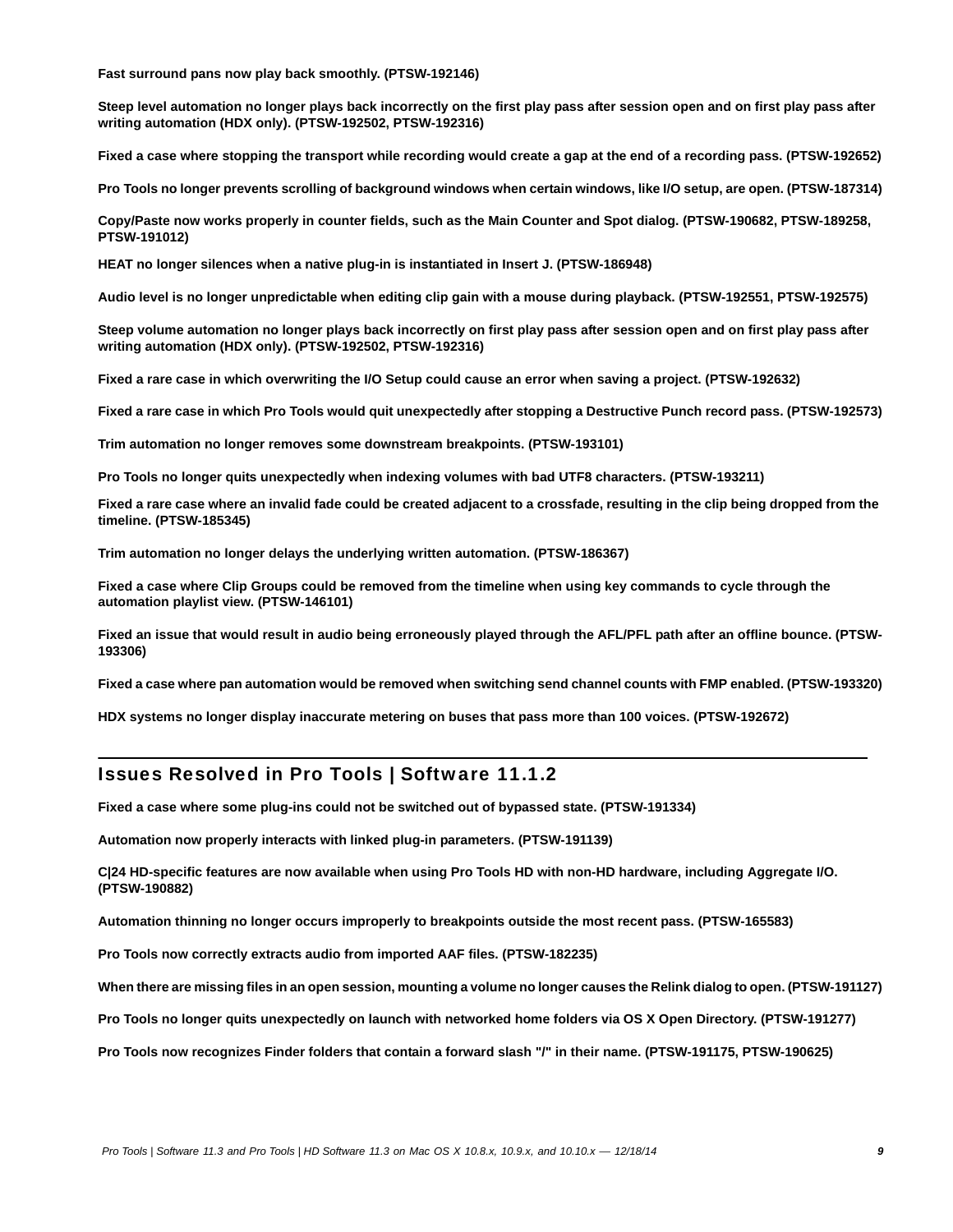**Fast surround pans now play back smoothly. (PTSW-192146)**

**Steep level automation no longer plays back incorrectly on the first play pass after session open and on first play pass after writing automation (HDX only). (PTSW-192502, PTSW-192316)**

**Fixed a case where stopping the transport while recording would create a gap at the end of a recording pass. (PTSW-192652)**

**Pro Tools no longer prevents scrolling of background windows when certain windows, like I/O setup, are open. (PTSW-187314)**

**Copy/Paste now works properly in counter fields, such as the Main Counter and Spot dialog. (PTSW-190682, PTSW-189258, PTSW-191012)**

**HEAT no longer silences when a native plug-in is instantiated in Insert J. (PTSW-186948)**

**Audio level is no longer unpredictable when editing clip gain with a mouse during playback. (PTSW-192551, PTSW-192575)**

**Steep volume automation no longer plays back incorrectly on first play pass after session open and on first play pass after writing automation (HDX only). (PTSW-192502, PTSW-192316)**

**Fixed a rare case in which overwriting the I/O Setup could cause an error when saving a project. (PTSW-192632)**

**Fixed a rare case in which Pro Tools would quit unexpectedly after stopping a Destructive Punch record pass. (PTSW-192573)**

**Trim automation no longer removes some downstream breakpoints. (PTSW-193101)**

**Pro Tools no longer quits unexpectedly when indexing volumes with bad UTF8 characters. (PTSW-193211)**

**Fixed a rare case where an invalid fade could be created adjacent to a crossfade, resulting in the clip being dropped from the timeline. (PTSW-185345)**

**Trim automation no longer delays the underlying written automation. (PTSW-186367)**

**Fixed a case where Clip Groups could be removed from the timeline when using key commands to cycle through the automation playlist view. (PTSW-146101)**

**Fixed an issue that would result in audio being erroneously played through the AFL/PFL path after an offline bounce. (PTSW-193306)**

**Fixed a case where pan automation would be removed when switching send channel counts with FMP enabled. (PTSW-193320)**

**HDX systems no longer display inaccurate metering on buses that pass more than 100 voices. (PTSW-192672)**

## Issues Resolved in Pro Tools | Software 11.1.2

**Fixed a case where some plug-ins could not be switched out of bypassed state. (PTSW-191334)**

**Automation now properly interacts with linked plug-in parameters. (PTSW-191139)**

**C|24 HD-specific features are now available when using Pro Tools HD with non-HD hardware, including Aggregate I/O. (PTSW-190882)**

**Automation thinning no longer occurs improperly to breakpoints outside the most recent pass. (PTSW-165583)**

**Pro Tools now correctly extracts audio from imported AAF files. (PTSW-182235)**

**When there are missing files in an open session, mounting a volume no longer causes the Relink dialog to open. (PTSW-191127)**

**Pro Tools no longer quits unexpectedly on launch with networked home folders via OS X Open Directory. (PTSW-191277)**

**Pro Tools now recognizes Finder folders that contain a forward slash "/" in their name. (PTSW-191175, PTSW-190625)**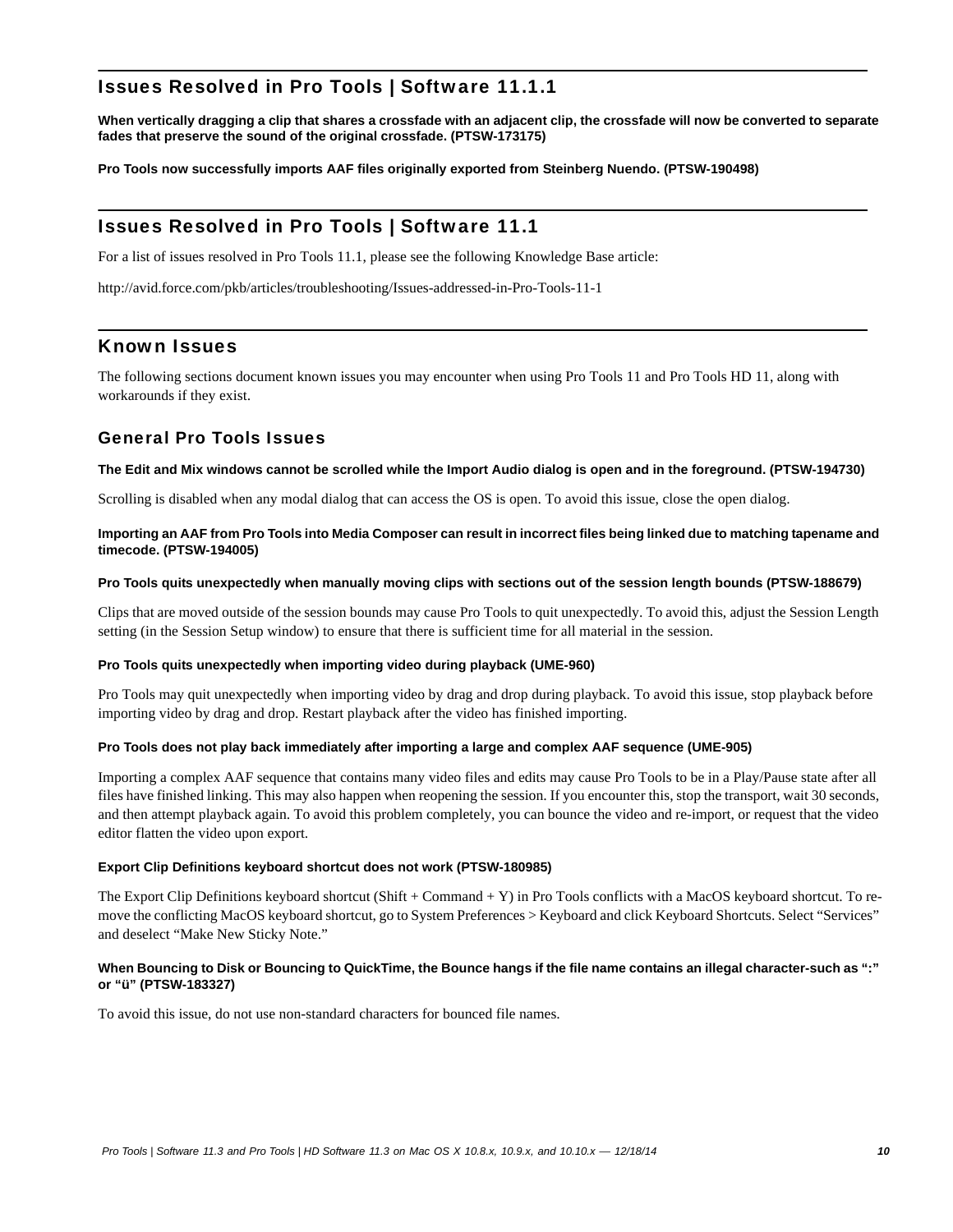## Issues Resolved in Pro Tools | Software 11.1.1

**When vertically dragging a clip that shares a crossfade with an adjacent clip, the crossfade will now be converted to separate fades that preserve the sound of the original crossfade. (PTSW-173175)**

**Pro Tools now successfully imports AAF files originally exported from Steinberg Nuendo. (PTSW-190498)**

## Issues Resolved in Pro Tools | Software 11.1

For a list of issues resolved in Pro Tools 11.1, please see the following Knowledge Base article:

http://avid.force.com/pkb/articles/troubleshooting/Issues-addressed-in-Pro-Tools-11-1

## Known Issues

The following sections document known issues you may encounter when using Pro Tools 11 and Pro Tools HD 11, along with workarounds if they exist.

### General Pro Tools Issues

**The Edit and Mix windows cannot be scrolled while the Import Audio dialog is open and in the foreground. (PTSW-194730)**

Scrolling is disabled when any modal dialog that can access the OS is open. To avoid this issue, close the open dialog.

**Importing an AAF from Pro Tools into Media Composer can result in incorrect files being linked due to matching tapename and timecode. (PTSW-194005)**

**Pro Tools quits unexpectedly when manually moving clips with sections out of the session length bounds (PTSW-188679)**

Clips that are moved outside of the session bounds may cause Pro Tools to quit unexpectedly. To avoid this, adjust the Session Length setting (in the Session Setup window) to ensure that there is sufficient time for all material in the session.

**Pro Tools quits unexpectedly when importing video during playback (UME-960)**

Pro Tools may quit unexpectedly when importing video by drag and drop during playback. To avoid this issue, stop playback before importing video by drag and drop. Restart playback after the video has finished importing.

**Pro Tools does not play back immediately after importing a large and complex AAF sequence (UME-905)**

Importing a complex AAF sequence that contains many video files and edits may cause Pro Tools to be in a Play/Pause state after all files have finished linking. This may also happen when reopening the session. If you encounter this, stop the transport, wait 30 seconds, and then attempt playback again. To avoid this problem completely, you can bounce the video and re-import, or request that the video editor flatten the video upon export.

**Export Clip Definitions keyboard shortcut does not work (PTSW-180985)**

The Export Clip Definitions keyboard shortcut (Shift + Command + Y) in Pro Tools conflicts with a MacOS keyboard shortcut. To remove the conflicting MacOS keyboard shortcut, go to System Preferences > Keyboard and click Keyboard Shortcuts. Select “Services” and deselect “Make New Sticky Note.”

**When Bouncing to Disk or Bouncing to QuickTime, the Bounce hangs if the file name contains an illegal character-such as “:” or “ü” (PTSW-183327)**

To avoid this issue, do not use non-standard characters for bounced file names.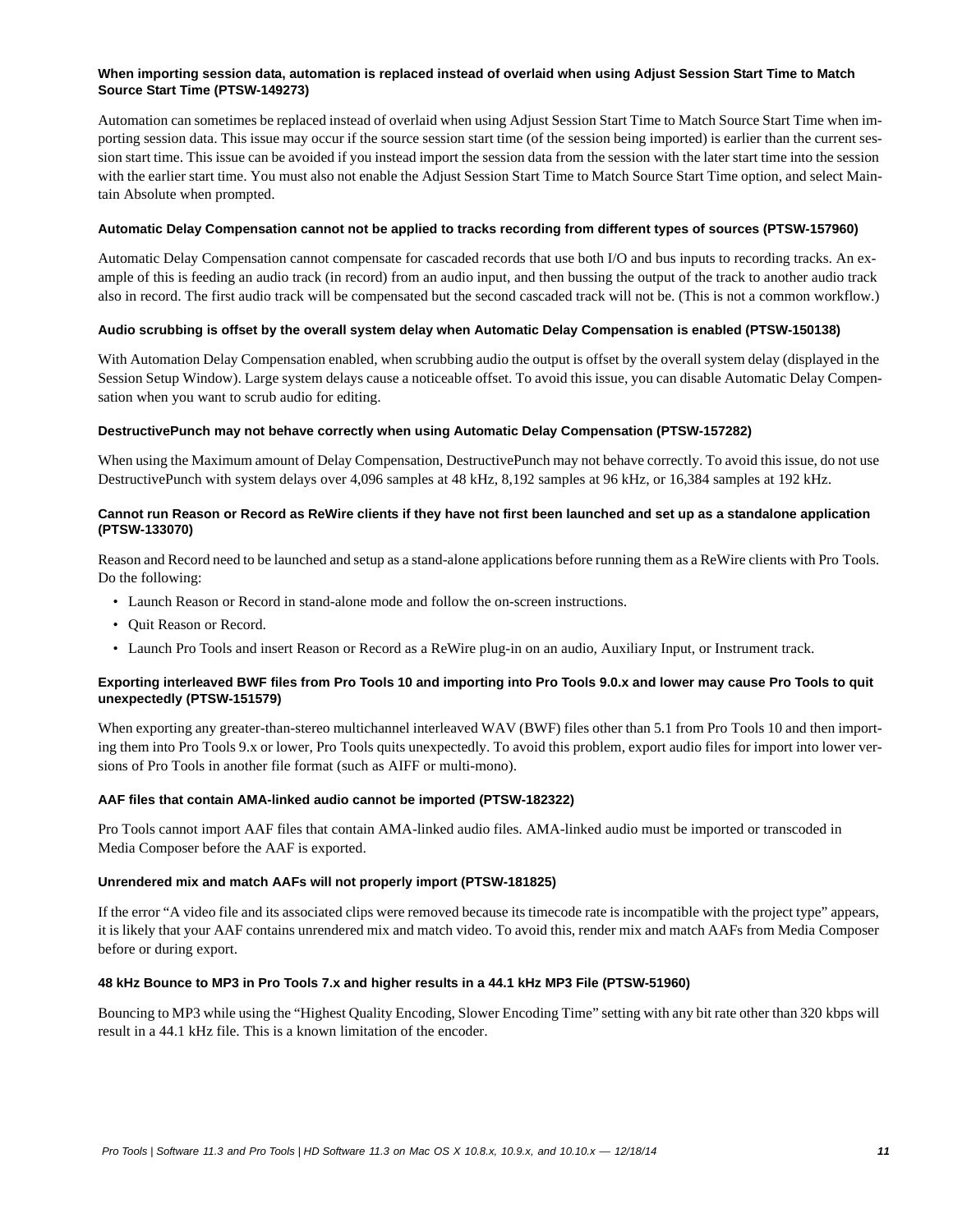#### When importing session data, automation is replaced instead of overlaid when using Adjust Session Start Time to Match Source Start Time (PTSW-149273)

Automation can sometimes be replaced instead of overlaid when using Adjust Session Start Time to Match Source Start Time when importing session data. This issue may occur if the source session start time (of the session being imported) is earlier than the current session start time. This issue can be avoided if you instead import the session data from the session with the later start time into the session with the earlier start time. You must also not enable the Adjust Session Start Time to Match Source Start Time option, and select Maintain Absolute when prompted.

#### Automatic Delay Compensation cannot not be applied to tracks recording from different types of sources (PTSW-157960)

Automatic Delay Compensation cannot compensate for cascaded records that use both I/O and bus inputs to recording tracks. An example of this is feeding an audio track (in record) from an audio input, and then bussing the output of the track to another audio track also in record. The first audio track will be compensated but the second cascaded track will not be. (This is not a common workflow.)

#### Audio scrubbing is offset by the overall system delay when Automatic Delay Compensation is enabled (PTSW-150138)

With Automation Delay Compensation enabled, when scrubbing audio the output is offset by the overall system delay (displayed in the Session Setup Window). Large system delays cause a noticeable offset. To avoid this issue, you can disable Automatic Delay Compensation when you want to scrub audio for editing.

#### DestructivePunch may not behave correctly when using Automatic Delay Compensation (PTSW-157282)

When using the Maximum amount of Delay Compensation, DestructivePunch may not behave correctly. To avoid this issue, do not use DestructivePunch with system delays over 4,096 samples at 48 kHz, 8,192 samples at 96 kHz, or 16,384 samples at 192 kHz.

#### Cannot run Reason or Record as ReWire clients if they have not first been launched and set up as a standalone application (PTSW-133070)

Reason and Record need to be launched and setup as a stand-alone applications before running them as a ReWire clients with Pro Tools. Do the following:

- Launch Reason or Record in stand-alone mode and follow the on-screen instructions.
- Quit Reason or Record.
- Launch Pro Tools and insert Reason or Record as a ReWire plug-in on an audio, Auxiliary Input, or Instrument track.

#### Exporting interleaved BWF files from Pro Tools 10 and importing into Pro Tools 9.0.x and lower may cause Pro Tools to quit unexpectedly (PTSW-151579)

When exporting any greater-than-stereo multichannel interleaved WAV (BWF) files other than 5.1 from Pro Tools 10 and then importing them into Pro Tools 9.x or lower, Pro Tools quits unexpectedly. To avoid this problem, export audio files for import into lower versions of Pro Tools in another file format (such as AIFF or multi-mono).

#### AAF files that contain AMA-linked audio cannot be imported (PTSW-182322)

Pro Tools cannot import AAF files that contain AMA-linked audio files. AMA-linked audio must be imported or transcoded in Media Composer before the AAF is exported.

#### Unrendered mix and match AAFs will not properly import (PTSW-181825)

If the error “A video file and its associated clips were removed because its timecode rate is incompatible with the project type” appears, it is likely that your AAF contains unrendered mix and match video. To avoid this, render mix and match AAFs from Media Composer before or during export.

#### 48 kHz Bounce to MP3 in Pro Tools 7.x and higher results in a 44.1 kHz MP3 File (PTSW-51960)

Bouncing to MP3 while using the “Highest Quality Encoding, Slower Encoding Time” setting with any bit rate other than 320 kbps will result in a 44.1 kHz file. This is a known limitation of the encoder.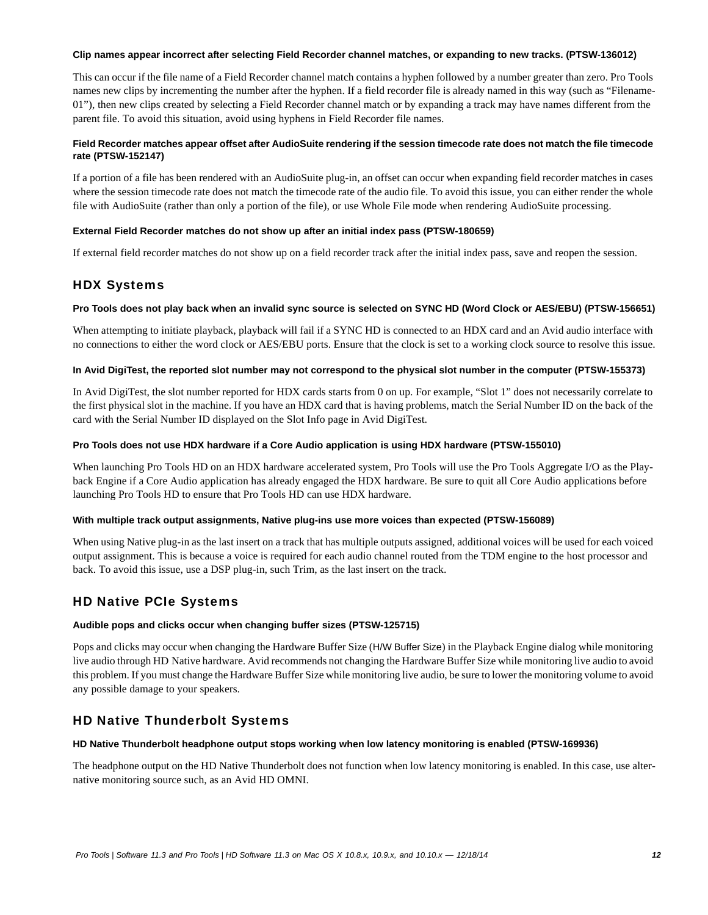**Clip names appear incorrect after selecting Field Recorder channel matches, or expanding to new tracks. (PTSW-136012)**

This can occur if the file name of a Field Recorder channel match contains a hyphen followed by a number greater than zero. Pro Tools names new clips by incrementing the number after the hyphen. If a field recorder file is already named in this way (such as “Filename-01”), then new clips created by selecting a Field Recorder channel match or by expanding a track may have names different from the parent file. To avoid this situation, avoid using hyphens in Field Recorder file names.

**Field Recorder matches appear offset after AudioSuite rendering if the session timecode rate does not match the file timecode rate (PTSW-152147)**

If a portion of a file has been rendered with an AudioSuite plug-in, an offset can occur when expanding field recorder matches in cases where the session timecode rate does not match the timecode rate of the audio file. To avoid this issue, you can either render the whole file with AudioSuite (rather than only a portion of the file), or use Whole File mode when rendering AudioSuite processing.

**External Field Recorder matches do not show up after an initial index pass (PTSW-180659)**

If external field recorder matches do not show up on a field recorder track after the initial index pass, save and reopen the session.

## HDX Systems

**Pro Tools does not play back when an invalid sync source is selected on SYNC HD (Word Clock or AES/EBU) (PTSW-156651)**

When attempting to initiate playback, playback will fail if a SYNC HD is connected to an HDX card and an Avid audio interface with no connections to either the word clock or AES/EBU ports. Ensure that the clock is set to a working clock source to resolve this issue.

**In Avid DigiTest, the reported slot number may not correspond to the physical slot number in the computer (PTSW-155373)**

In Avid DigiTest, the slot number reported for HDX cards starts from 0 on up. For example, “Slot 1” does not necessarily correlate to the first physical slot in the machine. If you have an HDX card that is having problems, match the Serial Number ID on the back of the card with the Serial Number ID displayed on the Slot Info page in Avid DigiTest.

**Pro Tools does not use HDX hardware if a Core Audio application is using HDX hardware (PTSW-155010)**

When launching Pro Tools HD on an HDX hardware accelerated system, Pro Tools will use the Pro Tools Aggregate I/O as the Playback Engine if a Core Audio application has already engaged the HDX hardware. Be sure to quit all Core Audio applications before launching Pro Tools HD to ensure that Pro Tools HD can use HDX hardware.

**With multiple track output assignments, Native plug-ins use more voices than expected (PTSW-156089)**

When using Native plug-in as the last insert on a track that has multiple outputs assigned, additional voices will be used for each voiced output assignment. This is because a voice is required for each audio channel routed from the TDM engine to the host processor and back. To avoid this issue, use a DSP plug-in, such Trim, as the last insert on the track.

## HD Native PCIe Systems

**Audible pops and clicks occur when changing buffer sizes (PTSW-125715)**

Pops and clicks may occur when changing the Hardware Buffer Size (H/W Buffer Size) in the Playback Engine dialog while monitoring live audio through HD Native hardware. Avid recommends not changing the Hardware Buffer Size while monitoring live audio to avoid this problem. If you must change the Hardware Buffer Size while monitoring live audio, be sure to lower the monitoring volume to avoid any possible damage to your speakers.

## HD Native Thunderbolt Systems

**HD Native Thunderbolt headphone output stops working when low latency monitoring is enabled (PTSW-169936)**

The headphone output on the HD Native Thunderbolt does not function when low latency monitoring is enabled. In this case, use alternative monitoring source such, as an Avid HD OMNI.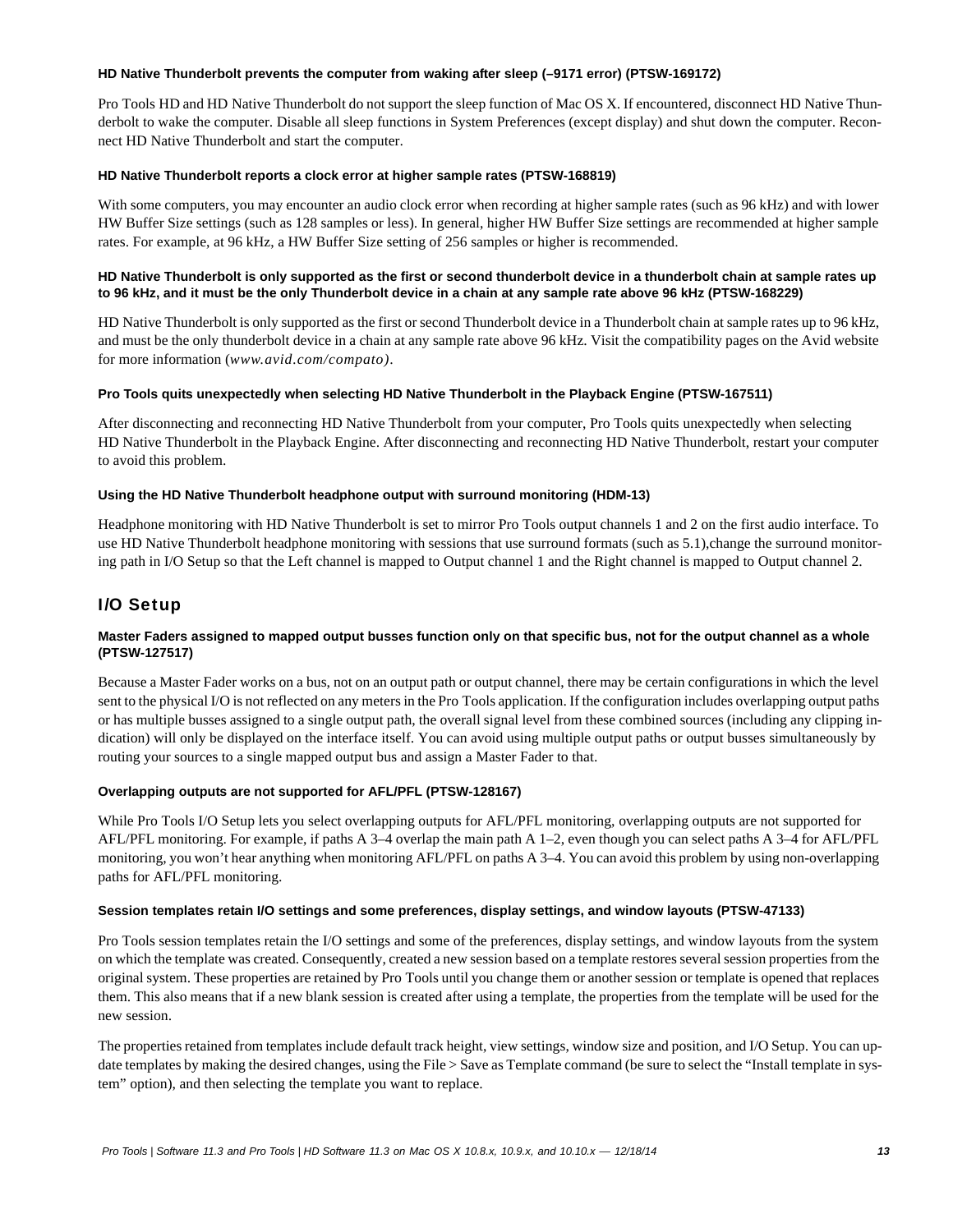**HD Native Thunderbolt prevents the computer from waking after sleep (–9171 error) (PTSW-169172)**

Pro Tools HD and HD Native Thunderbolt do not support the sleep function of Mac OS X. If encountered, disconnect HD Native Thunderbolt to wake the computer. Disable all sleep functions in System Preferences (except display) and shut down the computer. Reconnect HD Native Thunderbolt and start the computer.

**HD Native Thunderbolt reports a clock error at higher sample rates (PTSW-168819)**

With some computers, you may encounter an audio clock error when recording at higher sample rates (such as 96 kHz) and with lower HW Buffer Size settings (such as 128 samples or less). In general, higher HW Buffer Size settings are recommended at higher sample rates. For example, at 96 kHz, a HW Buffer Size setting of 256 samples or higher is recommended.

**HD Native Thunderbolt is only supported as the first or second thunderbolt device in a thunderbolt chain at sample rates up to 96 kHz, and it must be the only Thunderbolt device in a chain at any sample rate above 96 kHz (PTSW-168229)**

HD Native Thunderbolt is only supported as the first or second Thunderbolt device in a Thunderbolt chain at sample rates up to 96 kHz, and must be the only thunderbolt device in a chain at any sample rate above 96 kHz. Visit the compatibility pages on the Avid website for more information (*www.avid.com/compato)*.

**Pro Tools quits unexpectedly when selecting HD Native Thunderbolt in the Playback Engine (PTSW-167511)**

After disconnecting and reconnecting HD Native Thunderbolt from your computer, Pro Tools quits unexpectedly when selecting HD Native Thunderbolt in the Playback Engine. After disconnecting and reconnecting HD Native Thunderbolt, restart your computer to avoid this problem.

**Using the HD Native Thunderbolt headphone output with surround monitoring (HDM-13)**

Headphone monitoring with HD Native Thunderbolt is set to mirror Pro Tools output channels 1 and 2 on the first audio interface. To use HD Native Thunderbolt headphone monitoring with sessions that use surround formats (such as 5.1),change the surround monitoring path in I/O Setup so that the Left channel is mapped to Output channel 1 and the Right channel is mapped to Output channel 2.

## I/O Setup

**Master Faders assigned to mapped output busses function only on that specific bus, not for the output channel as a whole (PTSW-127517)**

Because a Master Fader works on a bus, not on an output path or output channel, there may be certain configurations in which the level sent to the physical I/O is not reflected on any meters in the Pro Tools application. If the configuration includes overlapping output paths or has multiple busses assigned to a single output path, the overall signal level from these combined sources (including any clipping indication) will only be displayed on the interface itself. You can avoid using multiple output paths or output busses simultaneously by routing your sources to a single mapped output bus and assign a Master Fader to that.

**Overlapping outputs are not supported for AFL/PFL (PTSW-128167)**

While Pro Tools I/O Setup lets you select overlapping outputs for AFL/PFL monitoring, overlapping outputs are not supported for AFL/PFL monitoring. For example, if paths A 3–4 overlap the main path A 1–2, even though you can select paths A 3–4 for AFL/PFL monitoring, you won't hear anything when monitoring AFL/PFL on paths A 3–4. You can avoid this problem by using non-overlapping paths for AFL/PFL monitoring.

**Session templates retain I/O settings and some preferences, display settings, and window layouts (PTSW-47133)**

Pro Tools session templates retain the I/O settings and some of the preferences, display settings, and window layouts from the system on which the template was created. Consequently, created a new session based on a template restores several session properties from the original system. These properties are retained by Pro Tools until you change them or another session or template is opened that replaces them. This also means that if a new blank session is created after using a template, the properties from the template will be used for the new session.

The properties retained from templates include default track height, view settings, window size and position, and I/O Setup. You can update templates by making the desired changes, using the File > Save as Template command (be sure to select the "Install template in system" option), and then selecting the template you want to replace.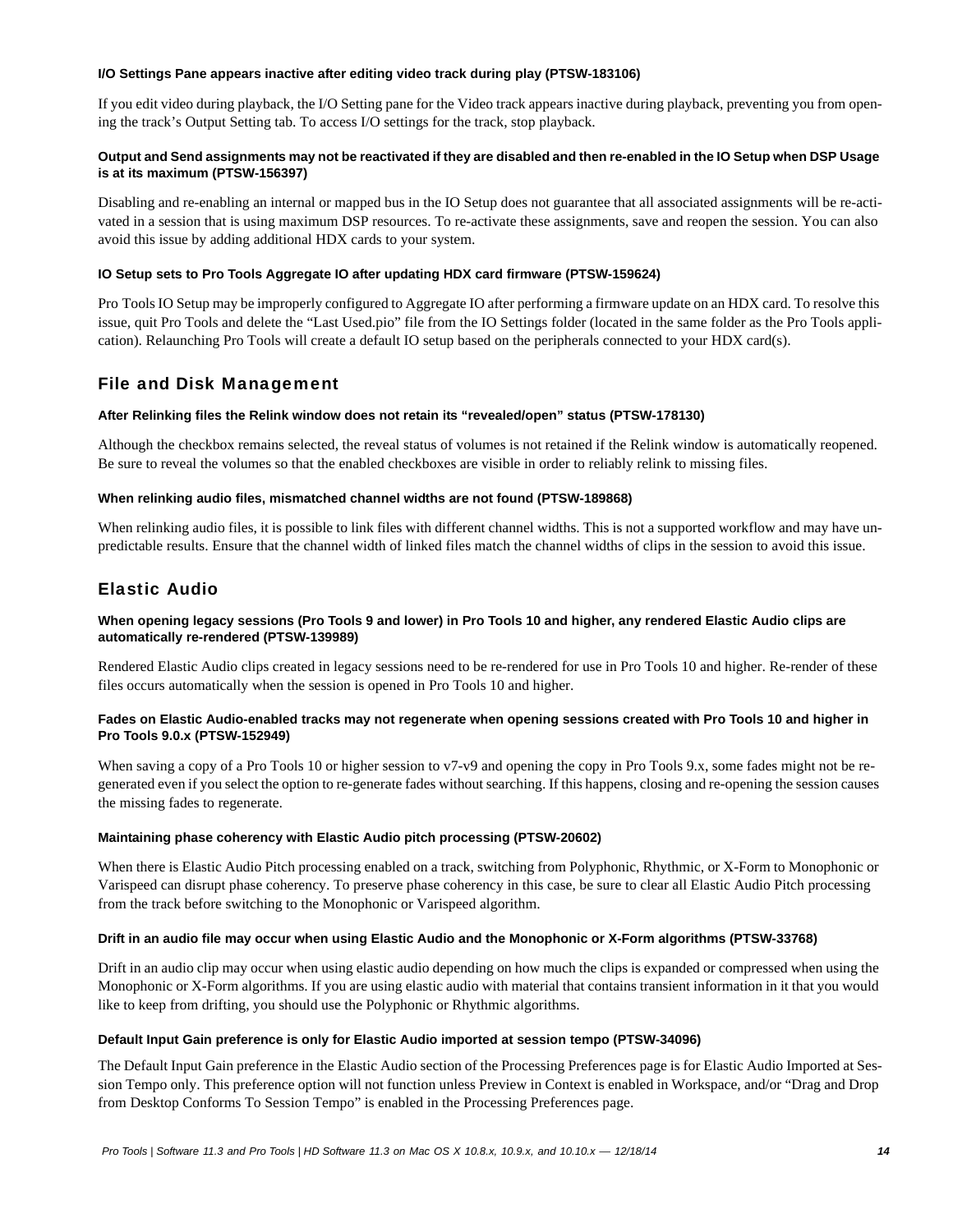#### I/O Settings Pane appears inactive after editing video track during play (PTSW-183106)

If you edit video during playback, the I/O Setting pane for the Video track appears inactive during playback, preventing you from opening the track's Output Setting tab. To access I/O settings for the track, stop playback.

#### Output and Send assignments may not be reactivated if they are disabled and then re-enabled in the IO Setup when DSP Usage is at its maximum (PTSW-156397)

Disabling and re-enabling an internal or mapped bus in the IO Setup does not guarantee that all associated assignments will be re-activated in a session that is using maximum DSP resources. To re-activate these assignments, save and reopen the session. You can also avoid this issue by adding additional HDX cards to your system.

#### IO Setup sets to Pro Tools Aggregate IO after updating HDX card firmware (PTSW-159624)

Pro Tools IO Setup may be improperly configured to Aggregate IO after performing a firmware update on an HDX card. To resolve this issue, quit Pro Tools and delete the "Last Used.pio" file from the IO Settings folder (located in the same folder as the Pro Tools application). Relaunching Pro Tools will create a default IO setup based on the peripherals connected to your HDX card(s).

## File and Disk Management

#### After Relinking files the Relink window does not retain its "revealed/open" status (PTSW-178130)

Although the checkbox remains selected, the reveal status of volumes is not retained if the Relink window is automatically reopened. Be sure to reveal the volumes so that the enabled checkboxes are visible in order to reliably relink to missing files.

#### When relinking audio files, mismatched channel widths are not found (PTSW-189868)

When relinking audio files, it is possible to link files with different channel widths. This is not a supported workflow and may have unpredictable results. Ensure that the channel width of linked files match the channel widths of clips in the session to avoid this issue.

## Elastic Audio

#### When opening legacy sessions (Pro Tools 9 and lower) in Pro Tools 10 and higher, any rendered Elastic Audio clips are automatically re-rendered (PTSW-139989)

Rendered Elastic Audio clips created in legacy sessions need to be re-rendered for use in Pro Tools 10 and higher. Re-render of these files occurs automatically when the session is opened in Pro Tools 10 and higher.

#### Fades on Elastic Audio-enabled tracks may not regenerate when opening sessions created with Pro Tools 10 and higher in Pro Tools 9.0.x (PTSW-152949)

When saving a copy of a Pro Tools 10 or higher session to v7-v9 and opening the copy in Pro Tools 9.x, some fades might not be re-generated even if you select the option to re-generate fades without searching. If this happens, closing and re-opening the session causes the missing fades to regenerate.

#### Maintaining phase coherency with Elastic Audio pitch processing (PTSW-20602)

When there is Elastic Audio Pitch processing enabled on a track, switching from Polyphonic, Rhythmic, or X-Form to Monophonic or Varispeed can disrupt phase coherency. To preserve phase coherency in this case, be sure to clear all Elastic Audio Pitch processing from the track before switching to the Monophonic or Varispeed algorithm.

#### Drift in an audio file may occur when using Elastic Audio and the Monophonic or X-Form algorithms (PTSW-33768)

Drift in an audio clip may occur when using elastic audio depending on how much the clips is expanded or compressed when using the Monophonic or X-Form algorithms. If you are using elastic audio with material that contains transient information in it that you would like to keep from drifting, you should use the Polyphonic or Rhythmic algorithms.

#### Default Input Gain preference is only for Elastic Audio imported at session tempo (PTSW-34096)

The Default Input Gain preference in the Elastic Audio section of the Processing Preferences page is for Elastic Audio Imported at Session Tempo only. This preference option will not function unless Preview in Context is enabled in Workspace, and/or "Drag and Drop from Desktop Conforms To Session Tempo" is enabled in the Processing Preferences page.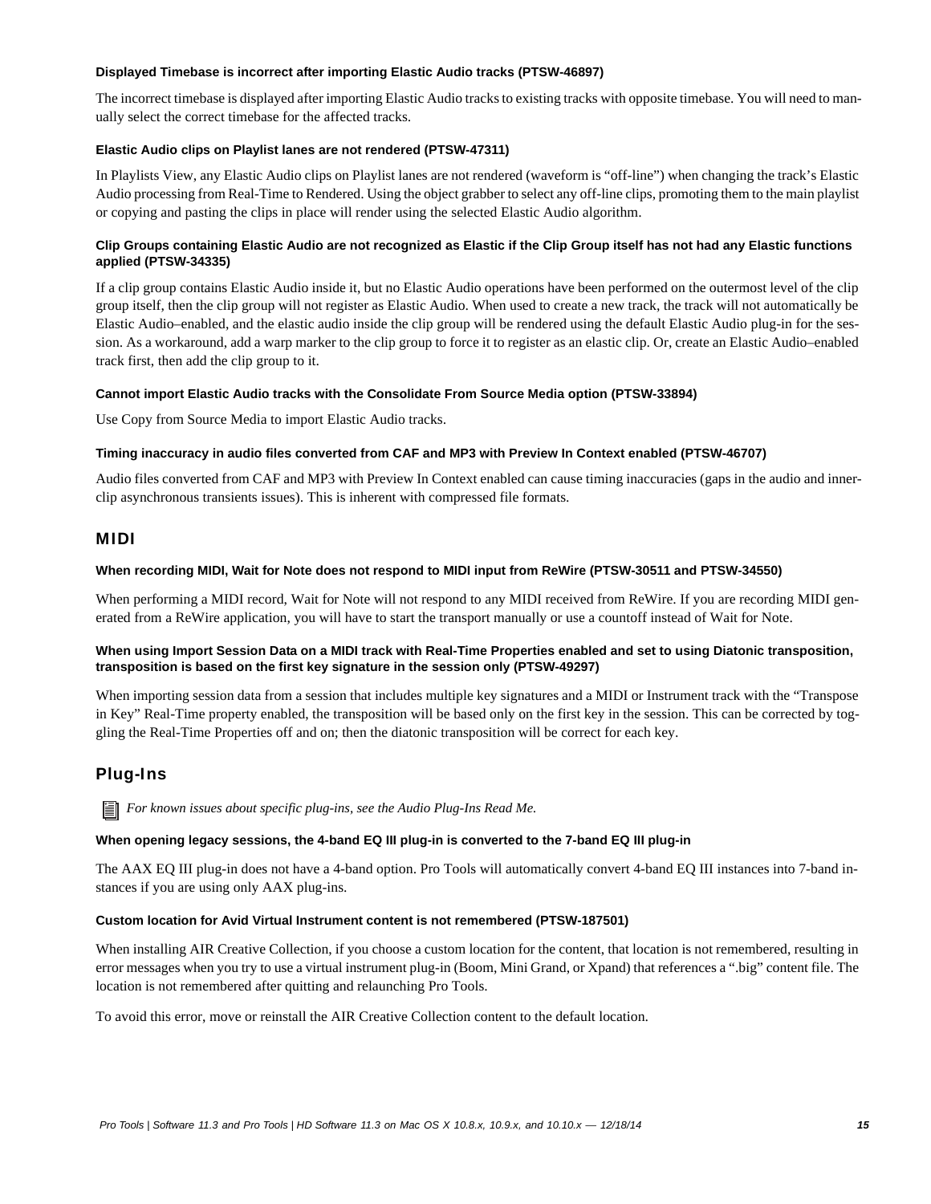#### Displayed Timebase is incorrect after importing Elastic Audio tracks (PTSW-46897)

The incorrect timebase is displayed after importing Elastic Audio tracks to existing tracks with opposite timebase. You will need to manually select the correct timebase for the affected tracks.

#### Elastic Audio clips on Playlist lanes are not rendered (PTSW-47311)

In Playlists View, any Elastic Audio clips on Playlist lanes are not rendered (waveform is "off-line") when changing the track's Elastic Audio processing from Real-Time to Rendered. Using the object grabber to select any off-line clips, promoting them to the main playlist or copying and pasting the clips in place will render using the selected Elastic Audio algorithm.

#### Clip Groups containing Elastic Audio are not recognized as Elastic if the Clip Group itself has not had any Elastic functions applied (PTSW-34335)

If a clip group contains Elastic Audio inside it, but no Elastic Audio operations have been performed on the outermost level of the clip group itself, then the clip group will not register as Elastic Audio. When used to create a new track, the track will not automatically be Elastic Audio–enabled, and the elastic audio inside the clip group will be rendered using the default Elastic Audio plug-in for the session. As a workaround, add a warp marker to the clip group to force it to register as an elastic clip. Or, create an Elastic Audio–enabled track first, then add the clip group to it.

#### Cannot import Elastic Audio tracks with the Consolidate From Source Media option (PTSW-33894)

Use Copy from Source Media to import Elastic Audio tracks.

#### Timing inaccuracy in audio files converted from CAF and MP3 with Preview In Context enabled (PTSW-46707)

Audio files converted from CAF and MP3 with Preview In Context enabled can cause timing inaccuracies (gaps in the audio and inner-clip asynchronous transients issues). This is inherent with compressed file formats.

## MIDI

#### When recording MIDI, Wait for Note does not respond to MIDI input from ReWire (PTSW-30511 and PTSW-34550)

When performing a MIDI record, Wait for Note will not respond to any MIDI received from ReWire. If you are recording MIDI generated from a ReWire application, you will have to start the transport manually or use a countoff instead of Wait for Note.

#### When using Import Session Data on a MIDI track with Real-Time Properties enabled and set to using Diatonic transposition, transposition is based on the first key signature in the session only (PTSW-49297)

When importing session data from a session that includes multiple key signatures and a MIDI or Instrument track with the "Transpose in Key" Real-Time property enabled, the transposition will be based only on the first key in the session. This can be corrected by toggling the Real-Time Properties off and on; then the diatonic transposition will be correct for each key.

## Plug-Ins

*For known issues about specific plug-ins, see the Audio Plug-Ins Read Me.*

#### When opening legacy sessions, the 4-band EQ III plug-in is converted to the 7-band EQ III plug-in

The AAX EQ III plug-in does not have a 4-band option. Pro Tools will automatically convert 4-band EQ III instances into 7-band instances if you are using only AAX plug-ins.

#### Custom location for Avid Virtual Instrument content is not remembered (PTSW-187501)

When installing AIR Creative Collection, if you choose a custom location for the content, that location is not remembered, resulting in error messages when you try to use a virtual instrument plug-in (Boom, Mini Grand, or Xpand) that references a ".big" content file. The location is not remembered after quitting and relaunching Pro Tools.

To avoid this error, move or reinstall the AIR Creative Collection content to the default location.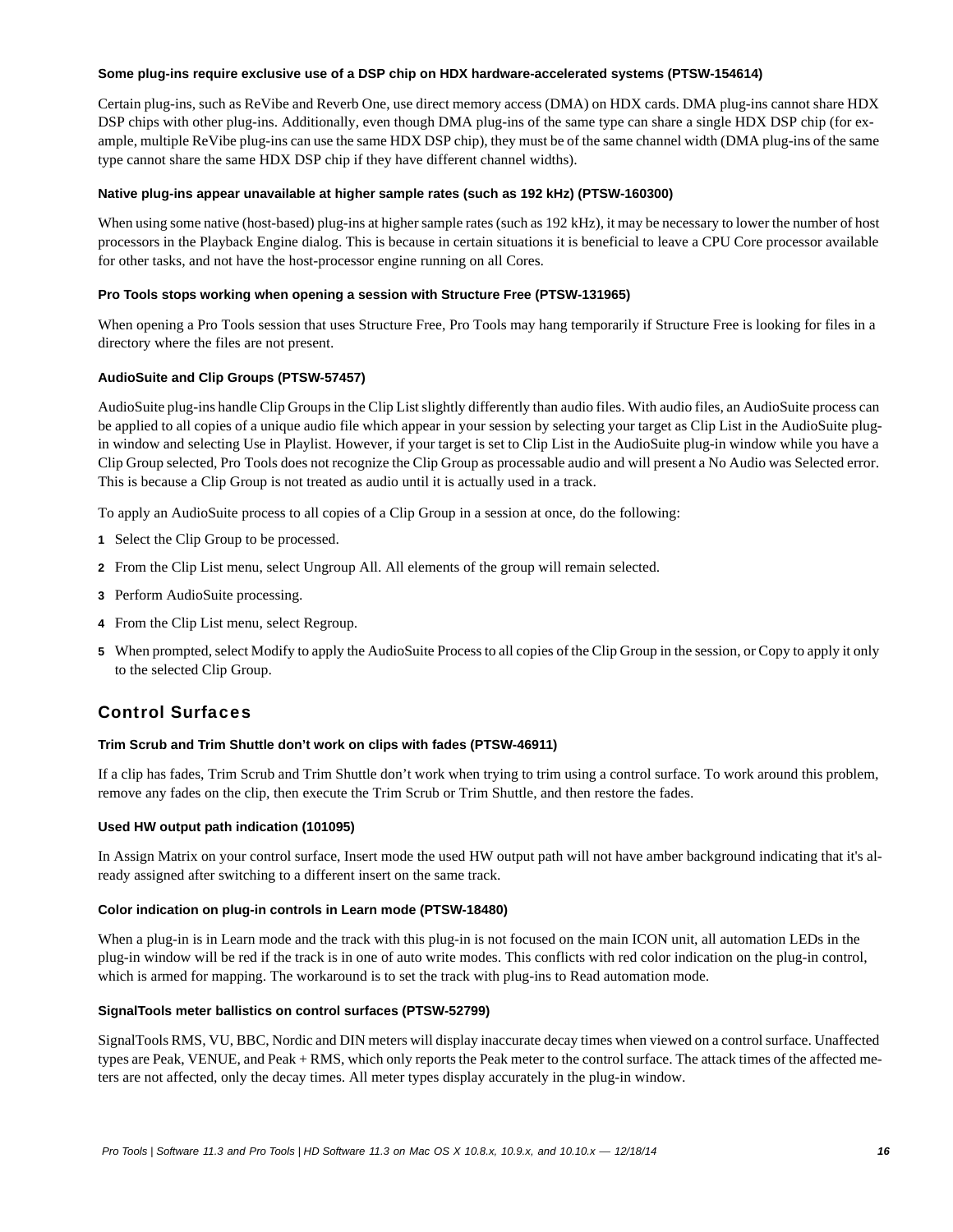#### Some plug-ins require exclusive use of a DSP chip on HDX hardware-accelerated systems (PTSW-154614)

Certain plug-ins, such as ReVibe and Reverb One, use direct memory access (DMA) on HDX cards. DMA plug-ins cannot share HDX DSP chips with other plug-ins. Additionally, even though DMA plug-ins of the same type can share a single HDX DSP chip (for example, multiple ReVibe plug-ins can use the same HDX DSP chip), they must be of the same channel width (DMA plug-ins of the same type cannot share the same HDX DSP chip if they have different channel widths).

#### Native plug-ins appear unavailable at higher sample rates (such as 192 kHz) (PTSW-160300)

When using some native (host-based) plug-ins at higher sample rates (such as 192 kHz), it may be necessary to lower the number of host processors in the Playback Engine dialog. This is because in certain situations it is beneficial to leave a CPU Core processor available for other tasks, and not have the host-processor engine running on all Cores.

#### Pro Tools stops working when opening a session with Structure Free (PTSW-131965)

When opening a Pro Tools session that uses Structure Free, Pro Tools may hang temporarily if Structure Free is looking for files in a directory where the files are not present.

#### AudioSuite and Clip Groups (PTSW-57457)

AudioSuite plug-ins handle Clip Groups in the Clip List slightly differently than audio files. With audio files, an AudioSuite process can be applied to all copies of a unique audio file which appear in your session by selecting your target as Clip List in the AudioSuite plug-in window and selecting Use in Playlist. However, if your target is set to Clip List in the AudioSuite plug-in window while you have a Clip Group selected, Pro Tools does not recognize the Clip Group as processable audio and will present a No Audio was Selected error. This is because a Clip Group is not treated as audio until it is actually used in a track.

To apply an AudioSuite process to all copies of a Clip Group in a session at once, do the following:

1. Select the Clip Group to be processed.
2. From the Clip List menu, select Ungroup All. All elements of the group will remain selected.
3. Perform AudioSuite processing.
4. From the Clip List menu, select Regroup.
5. When prompted, select Modify to apply the AudioSuite Process to all copies of the Clip Group in the session, or Copy to apply it only to the selected Clip Group.

## Control Surfaces

#### Trim Scrub and Trim Shuttle don’t work on clips with fades (PTSW-46911)

If a clip has fades, Trim Scrub and Trim Shuttle don’t work when trying to trim using a control surface. To work around this problem, remove any fades on the clip, then execute the Trim Scrub or Trim Shuttle, and then restore the fades.

#### Used HW output path indication (101095)

In Assign Matrix on your control surface, Insert mode the used HW output path will not have amber background indicating that it's already assigned after switching to a different insert on the same track.

#### Color indication on plug-in controls in Learn mode (PTSW-18480)

When a plug-in is in Learn mode and the track with this plug-in is not focused on the main ICON unit, all automation LEDs in the plug-in window will be red if the track is in one of auto write modes. This conflicts with red color indication on the plug-in control, which is armed for mapping. The workaround is to set the track with plug-ins to Read automation mode.

#### SignalTools meter ballistics on control surfaces (PTSW-52799)

SignalTools RMS, VU, BBC, Nordic and DIN meters will display inaccurate decay times when viewed on a control surface. Unaffected types are Peak, VENUE, and Peak + RMS, which only reports the Peak meter to the control surface. The attack times of the affected meters are not affected, only the decay times. All meter types display accurately in the plug-in window.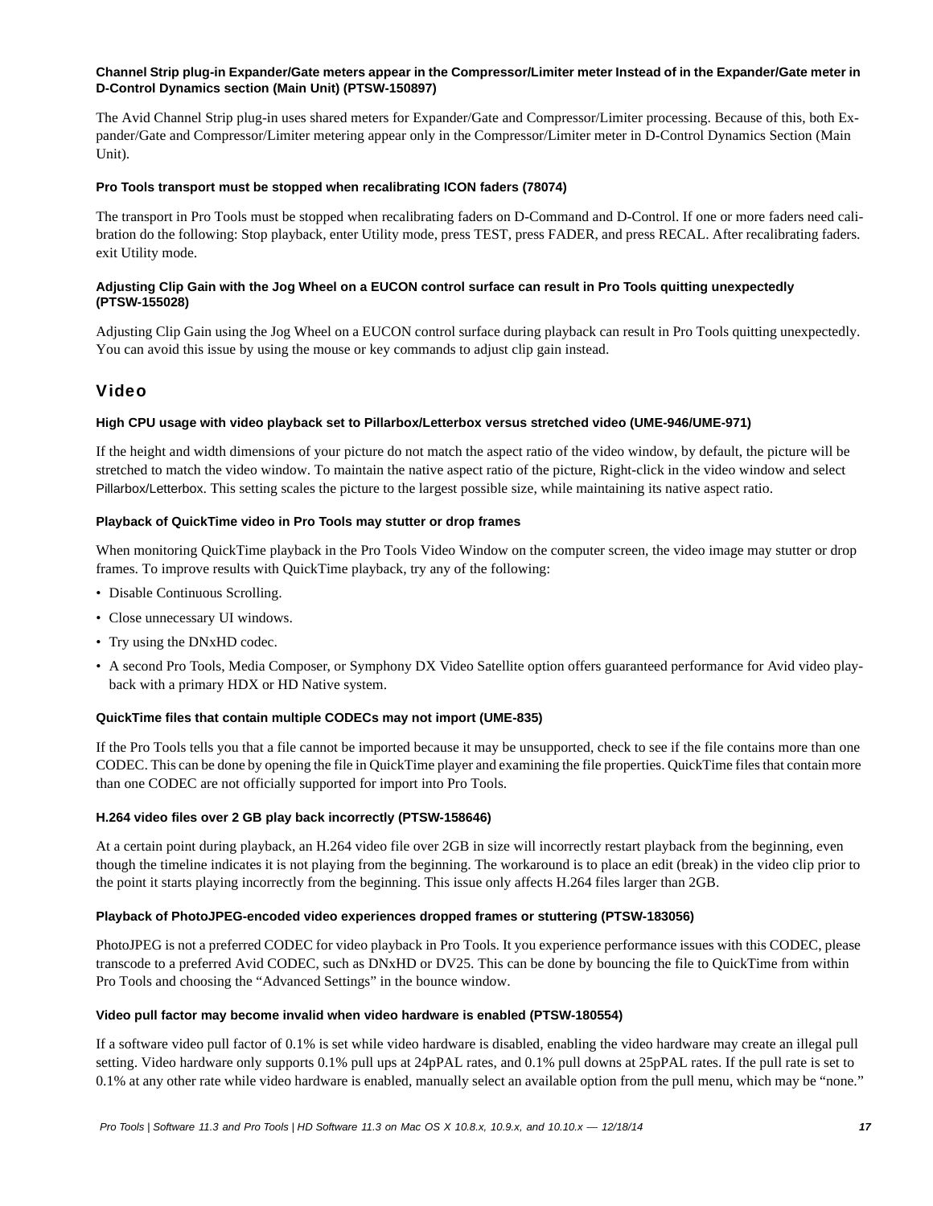#### Channel Strip plug-in Expander/Gate meters appear in the Compressor/Limiter meter Instead of in the Expander/Gate meter in D-Control Dynamics section (Main Unit) (PTSW-150897)

The Avid Channel Strip plug-in uses shared meters for Expander/Gate and Compressor/Limiter processing. Because of this, both Expander/Gate and Compressor/Limiter metering appear only in the Compressor/Limiter meter in D-Control Dynamics Section (Main Unit).

#### Pro Tools transport must be stopped when recalibrating ICON faders (78074)

The transport in Pro Tools must be stopped when recalibrating faders on D-Command and D-Control. If one or more faders need calibration do the following: Stop playback, enter Utility mode, press TEST, press FADER, and press RECAL. After recalibrating faders. exit Utility mode.

#### Adjusting Clip Gain with the Jog Wheel on a EUCON control surface can result in Pro Tools quitting unexpectedly (PTSW-155028)

Adjusting Clip Gain using the Jog Wheel on a EUCON control surface during playback can result in Pro Tools quitting unexpectedly. You can avoid this issue by using the mouse or key commands to adjust clip gain instead.

## Video

#### High CPU usage with video playback set to Pillarbox/Letterbox versus stretched video (UME-946/UME-971)

If the height and width dimensions of your picture do not match the aspect ratio of the video window, by default, the picture will be stretched to match the video window. To maintain the native aspect ratio of the picture, Right-click in the video window and select Pillarbox/Letterbox. This setting scales the picture to the largest possible size, while maintaining its native aspect ratio.

#### Playback of QuickTime video in Pro Tools may stutter or drop frames

When monitoring QuickTime playback in the Pro Tools Video Window on the computer screen, the video image may stutter or drop frames. To improve results with QuickTime playback, try any of the following:

- Disable Continuous Scrolling.
- Close unnecessary UI windows.
- Try using the DNxHD codec.
- A second Pro Tools, Media Composer, or Symphony DX Video Satellite option offers guaranteed performance for Avid video playback with a primary HDX or HD Native system.

#### QuickTime files that contain multiple CODECs may not import (UME-835)

If the Pro Tools tells you that a file cannot be imported because it may be unsupported, check to see if the file contains more than one CODEC. This can be done by opening the file in QuickTime player and examining the file properties. QuickTime files that contain more than one CODEC are not officially supported for import into Pro Tools.

#### H.264 video files over 2 GB play back incorrectly (PTSW-158646)

At a certain point during playback, an H.264 video file over 2GB in size will incorrectly restart playback from the beginning, even though the timeline indicates it is not playing from the beginning. The workaround is to place an edit (break) in the video clip prior to the point it starts playing incorrectly from the beginning. This issue only affects H.264 files larger than 2GB.

#### Playback of PhotoJPEG-encoded video experiences dropped frames or stuttering (PTSW-183056)

PhotoJPEG is not a preferred CODEC for video playback in Pro Tools. It you experience performance issues with this CODEC, please transcode to a preferred Avid CODEC, such as DNxHD or DV25. This can be done by bouncing the file to QuickTime from within Pro Tools and choosing the “Advanced Settings” in the bounce window.

#### Video pull factor may become invalid when video hardware is enabled (PTSW-180554)

If a software video pull factor of 0.1% is set while video hardware is disabled, enabling the video hardware may create an illegal pull setting. Video hardware only supports 0.1% pull ups at 24pPAL rates, and 0.1% pull downs at 25pPAL rates. If the pull rate is set to 0.1% at any other rate while video hardware is enabled, manually select an available option from the pull menu, which may be “none.”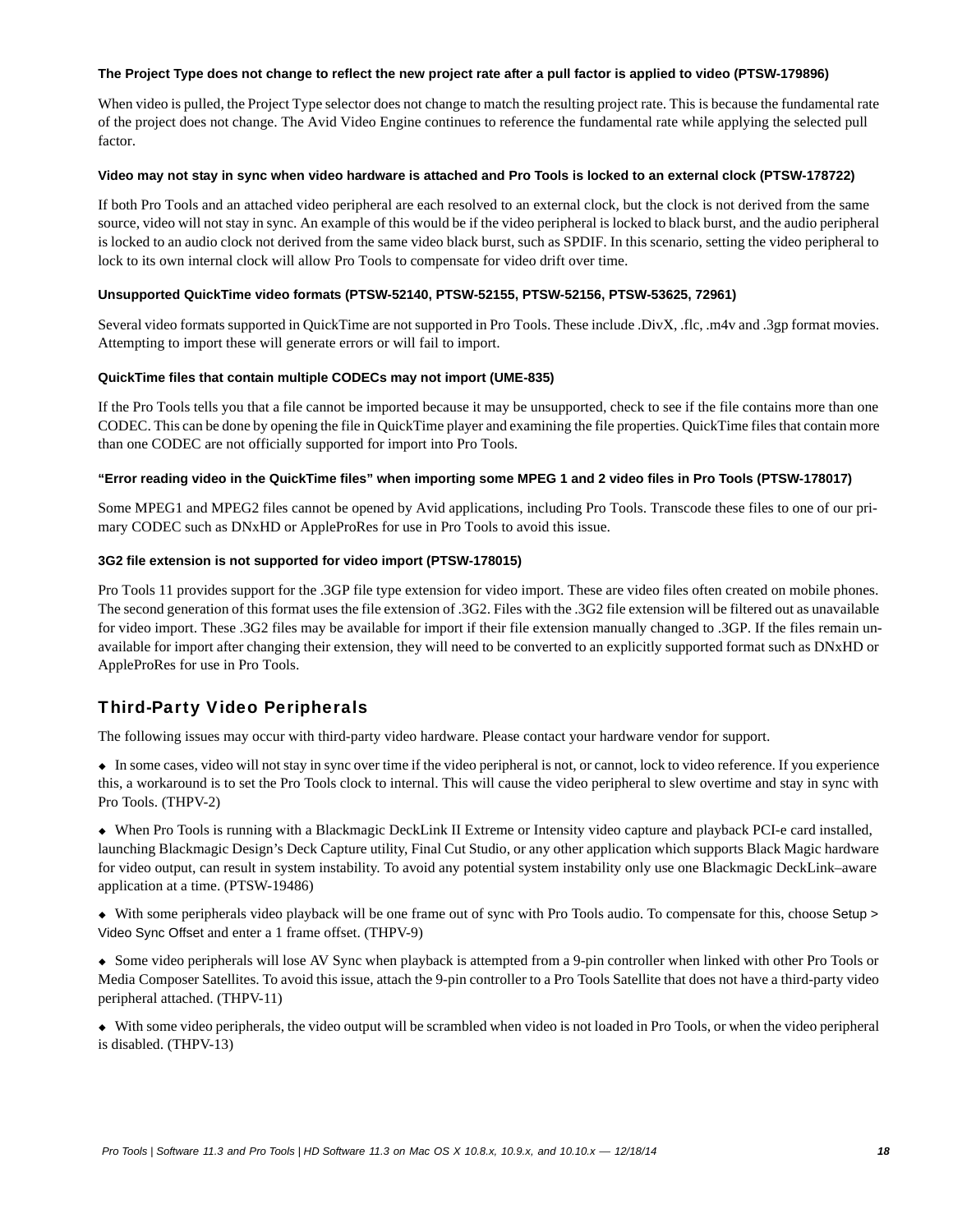#### The Project Type does not change to reflect the new project rate after a pull factor is applied to video (PTSW-179896)

When video is pulled, the Project Type selector does not change to match the resulting project rate. This is because the fundamental rate of the project does not change. The Avid Video Engine continues to reference the fundamental rate while applying the selected pull factor.

#### Video may not stay in sync when video hardware is attached and Pro Tools is locked to an external clock (PTSW-178722)

If both Pro Tools and an attached video peripheral are each resolved to an external clock, but the clock is not derived from the same source, video will not stay in sync. An example of this would be if the video peripheral is locked to black burst, and the audio peripheral is locked to an audio clock not derived from the same video black burst, such as SPDIF. In this scenario, setting the video peripheral to lock to its own internal clock will allow Pro Tools to compensate for video drift over time.

#### Unsupported QuickTime video formats (PTSW-52140, PTSW-52155, PTSW-52156, PTSW-53625, 72961)

Several video formats supported in QuickTime are not supported in Pro Tools. These include .DivX, .flc, .m4v and .3gp format movies. Attempting to import these will generate errors or will fail to import.

#### QuickTime files that contain multiple CODECs may not import (UME-835)

If the Pro Tools tells you that a file cannot be imported because it may be unsupported, check to see if the file contains more than one CODEC. This can be done by opening the file in QuickTime player and examining the file properties. QuickTime files that contain more than one CODEC are not officially supported for import into Pro Tools.

#### “Error reading video in the QuickTime files” when importing some MPEG 1 and 2 video files in Pro Tools (PTSW-178017)

Some MPEG1 and MPEG2 files cannot be opened by Avid applications, including Pro Tools. Transcode these files to one of our primary CODEC such as DNxHD or AppleProRes for use in Pro Tools to avoid this issue.

#### 3G2 file extension is not supported for video import (PTSW-178015)

Pro Tools 11 provides support for the .3GP file type extension for video import. These are video files often created on mobile phones. The second generation of this format uses the file extension of .3G2. Files with the .3G2 file extension will be filtered out as unavailable for video import. These .3G2 files may be available for import if their file extension manually changed to .3GP. If the files remain unavailable for import after changing their extension, they will need to be converted to an explicitly supported format such as DNxHD or AppleProRes for use in Pro Tools.

## Third-Party Video Peripherals

The following issues may occur with third-party video hardware. Please contact your hardware vendor for support.

- In some cases, video will not stay in sync over time if the video peripheral is not, or cannot, lock to video reference. If you experience this, a workaround is to set the Pro Tools clock to internal. This will cause the video peripheral to slew overtime and stay in sync with Pro Tools. (THPV-2)

- When Pro Tools is running with a Blackmagic DeckLink II Extreme or Intensity video capture and playback PCI-e card installed, launching Blackmagic Design’s Deck Capture utility, Final Cut Studio, or any other application which supports Black Magic hardware for video output, can result in system instability. To avoid any potential system instability only use one Blackmagic DeckLink–aware application at a time. (PTSW-19486)

- With some peripherals video playback will be one frame out of sync with Pro Tools audio. To compensate for this, choose Setup > Video Sync Offset and enter a 1 frame offset. (THPV-9)

- Some video peripherals will lose AV Sync when playback is attempted from a 9-pin controller when linked with other Pro Tools or Media Composer Satellites. To avoid this issue, attach the 9-pin controller to a Pro Tools Satellite that does not have a third-party video peripheral attached. (THPV-11)

- With some video peripherals, the video output will be scrambled when video is not loaded in Pro Tools, or when the video peripheral is disabled. (THPV-13)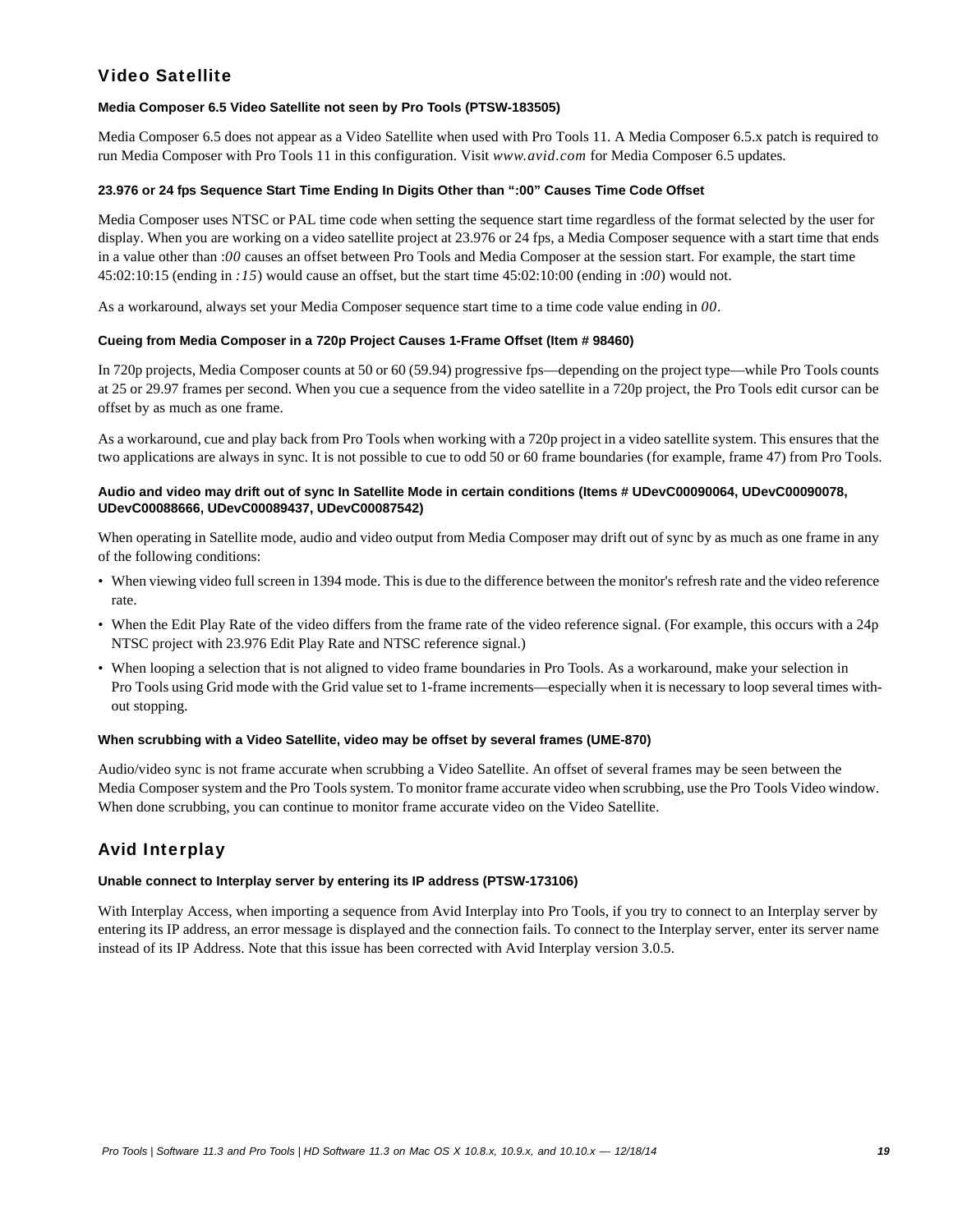## Video Satellite

#### Media Composer 6.5 Video Satellite not seen by Pro Tools (PTSW-183505)

Media Composer 6.5 does not appear as a Video Satellite when used with Pro Tools 11. A Media Composer 6.5.x patch is required to run Media Composer with Pro Tools 11 in this configuration. Visit *www.avid.com* for Media Composer 6.5 updates.

#### 23.976 or 24 fps Sequence Start Time Ending In Digits Other than ":00" Causes Time Code Offset

Media Composer uses NTSC or PAL time code when setting the sequence start time regardless of the format selected by the user for display. When you are working on a video satellite project at 23.976 or 24 fps, a Media Composer sequence with a start time that ends in a value other than *:00* causes an offset between Pro Tools and Media Composer at the session start. For example, the start time 45:02:10:15 (ending in *:15*) would cause an offset, but the start time 45:02:10:00 (ending in *:00*) would not.

As a workaround, always set your Media Composer sequence start time to a time code value ending in *00*.

#### Cueing from Media Composer in a 720p Project Causes 1-Frame Offset (Item # 98460)

In 720p projects, Media Composer counts at 50 or 60 (59.94) progressive fps—depending on the project type—while Pro Tools counts at 25 or 29.97 frames per second. When you cue a sequence from the video satellite in a 720p project, the Pro Tools edit cursor can be offset by as much as one frame.

As a workaround, cue and play back from Pro Tools when working with a 720p project in a video satellite system. This ensures that the two applications are always in sync. It is not possible to cue to odd 50 or 60 frame boundaries (for example, frame 47) from Pro Tools.

#### Audio and video may drift out of sync In Satellite Mode in certain conditions (Items # UDevC00090064, UDevC00090078, UDevC00088666, UDevC00089437, UDevC00087542)

When operating in Satellite mode, audio and video output from Media Composer may drift out of sync by as much as one frame in any of the following conditions:

- When viewing video full screen in 1394 mode. This is due to the difference between the monitor's refresh rate and the video reference rate.
- When the Edit Play Rate of the video differs from the frame rate of the video reference signal. (For example, this occurs with a 24p NTSC project with 23.976 Edit Play Rate and NTSC reference signal.)
- When looping a selection that is not aligned to video frame boundaries in Pro Tools. As a workaround, make your selection in Pro Tools using Grid mode with the Grid value set to 1-frame increments—especially when it is necessary to loop several times without stopping.

#### When scrubbing with a Video Satellite, video may be offset by several frames (UME-870)

Audio/video sync is not frame accurate when scrubbing a Video Satellite. An offset of several frames may be seen between the Media Composer system and the Pro Tools system. To monitor frame accurate video when scrubbing, use the Pro Tools Video window. When done scrubbing, you can continue to monitor frame accurate video on the Video Satellite.

## Avid Interplay

#### Unable connect to Interplay server by entering its IP address (PTSW-173106)

With Interplay Access, when importing a sequence from Avid Interplay into Pro Tools, if you try to connect to an Interplay server by entering its IP address, an error message is displayed and the connection fails. To connect to the Interplay server, enter its server name instead of its IP Address. Note that this issue has been corrected with Avid Interplay version 3.0.5.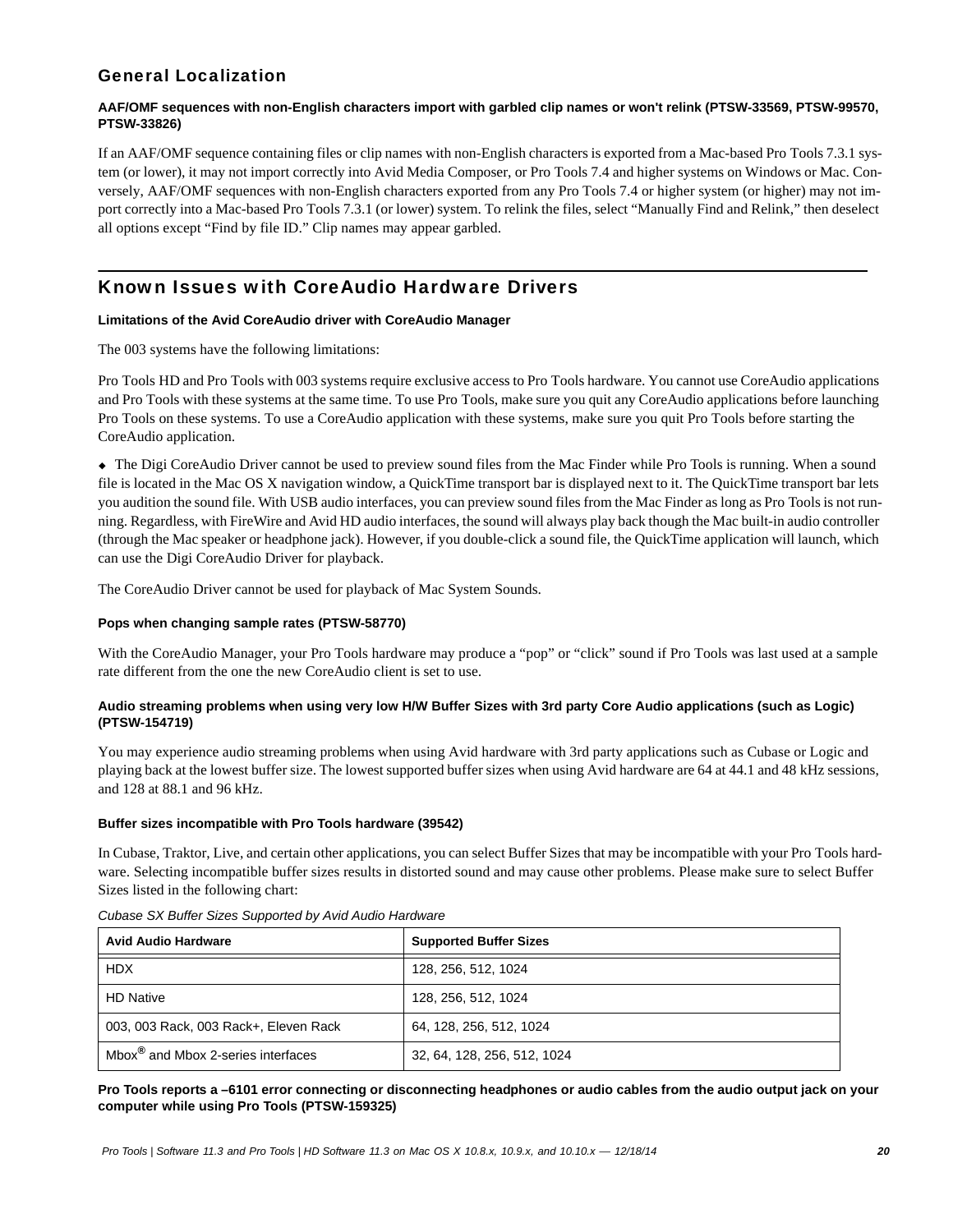## General Localization

**AAF/OMF sequences with non-English characters import with garbled clip names or won't relink (PTSW-33569, PTSW-99570, PTSW-33826)**

If an AAF/OMF sequence containing files or clip names with non-English characters is exported from a Mac-based Pro Tools 7.3.1 system (or lower), it may not import correctly into Avid Media Composer, or Pro Tools 7.4 and higher systems on Windows or Mac. Conversely, AAF/OMF sequences with non-English characters exported from any Pro Tools 7.4 or higher system (or higher) may not import correctly into a Mac-based Pro Tools 7.3.1 (or lower) system. To relink the files, select "Manually Find and Relink," then deselect all options except "Find by file ID." Clip names may appear garbled.

---

## Known Issues with CoreAudio Hardware Drivers

**Limitations of the Avid CoreAudio driver with CoreAudio Manager**

The 003 systems have the following limitations:

Pro Tools HD and Pro Tools with 003 systems require exclusive access to Pro Tools hardware. You cannot use CoreAudio applications and Pro Tools with these systems at the same time. To use Pro Tools, make sure you quit any CoreAudio applications before launching Pro Tools on these systems. To use a CoreAudio application with these systems, make sure you quit Pro Tools before starting the CoreAudio application.

- The Digi CoreAudio Driver cannot be used to preview sound files from the Mac Finder while Pro Tools is running. When a sound file is located in the Mac OS X navigation window, a QuickTime transport bar is displayed next to it. The QuickTime transport bar lets you audition the sound file. With USB audio interfaces, you can preview sound files from the Mac Finder as long as Pro Tools is not running. Regardless, with FireWire and Avid HD audio interfaces, the sound will always play back though the Mac built-in audio controller (through the Mac speaker or headphone jack). However, if you double-click a sound file, the QuickTime application will launch, which can use the Digi CoreAudio Driver for playback.

The CoreAudio Driver cannot be used for playback of Mac System Sounds.

**Pops when changing sample rates (PTSW-58770)**

With the CoreAudio Manager, your Pro Tools hardware may produce a "pop" or "click" sound if Pro Tools was last used at a sample rate different from the one the new CoreAudio client is set to use.

**Audio streaming problems when using very low H/W Buffer Sizes with 3rd party Core Audio applications (such as Logic) (PTSW-154719)**

You may experience audio streaming problems when using Avid hardware with 3rd party applications such as Cubase or Logic and playing back at the lowest buffer size. The lowest supported buffer sizes when using Avid hardware are 64 at 44.1 and 48 kHz sessions, and 128 at 88.1 and 96 kHz.

**Buffer sizes incompatible with Pro Tools hardware (39542)**

In Cubase, Traktor, Live, and certain other applications, you can select Buffer Sizes that may be incompatible with your Pro Tools hardware. Selecting incompatible buffer sizes results in distorted sound and may cause other problems. Please make sure to select Buffer Sizes listed in the following chart:

*Cubase SX Buffer Sizes Supported by Avid Audio Hardware*

| Avid Audio Hardware | Supported Buffer Sizes |
|---|---|
| HDX | 128, 256, 512, 1024 |
| HD Native | 128, 256, 512, 1024 |
| 003, 003 Rack, 003 Rack+, Eleven Rack | 64, 128, 256, 512, 1024 |
| Mbox® and Mbox 2-series interfaces | 32, 64, 128, 256, 512, 1024 |

**Pro Tools reports a –6101 error connecting or disconnecting headphones or audio cables from the audio output jack on your computer while using Pro Tools (PTSW-159325)**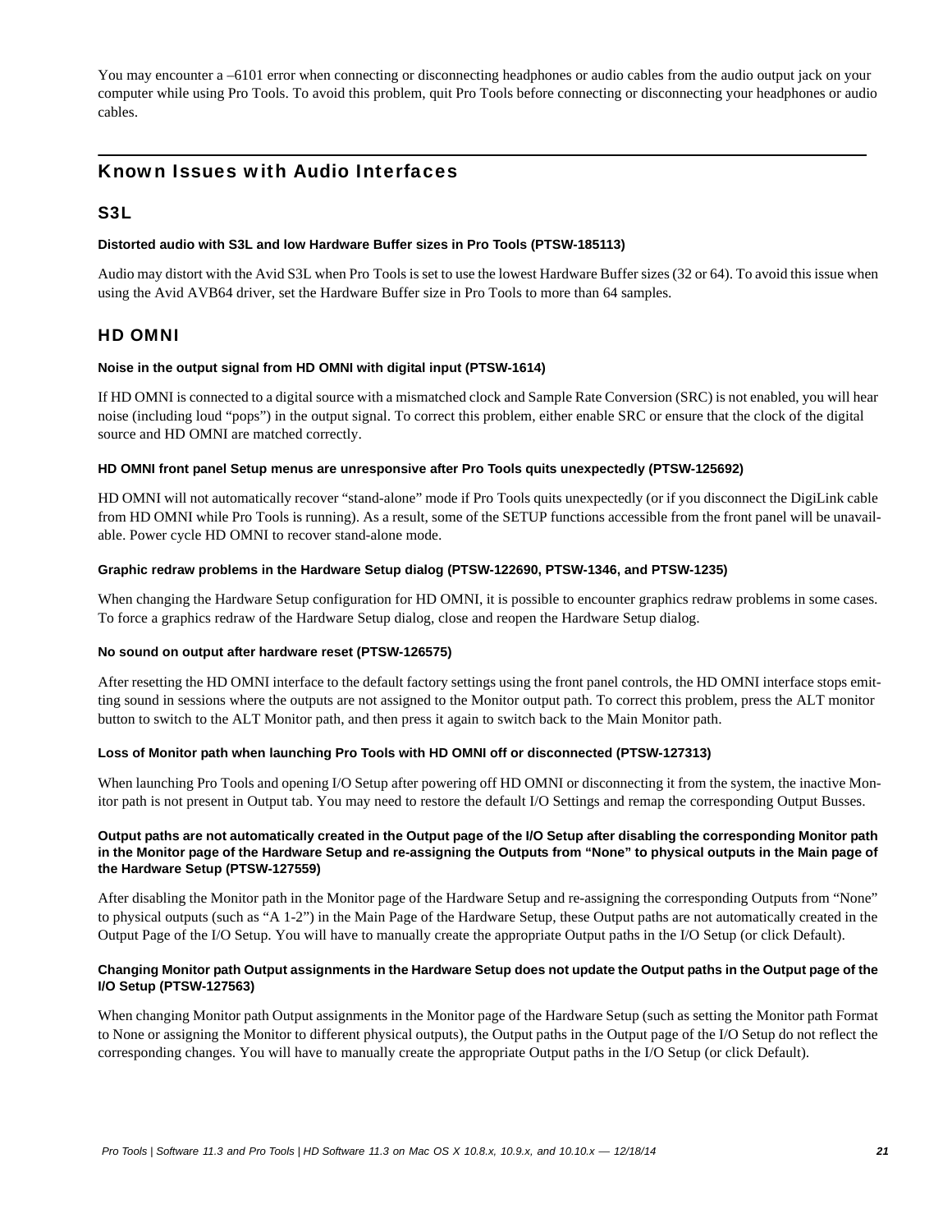You may encounter a –6101 error when connecting or disconnecting headphones or audio cables from the audio output jack on your computer while using Pro Tools. To avoid this problem, quit Pro Tools before connecting or disconnecting your headphones or audio cables.

## Known Issues with Audio Interfaces

### S3L

#### Distorted audio with S3L and low Hardware Buffer sizes in Pro Tools (PTSW-185113)

Audio may distort with the Avid S3L when Pro Tools is set to use the lowest Hardware Buffer sizes (32 or 64). To avoid this issue when using the Avid AVB64 driver, set the Hardware Buffer size in Pro Tools to more than 64 samples.

### HD OMNI

#### Noise in the output signal from HD OMNI with digital input (PTSW-1614)

If HD OMNI is connected to a digital source with a mismatched clock and Sample Rate Conversion (SRC) is not enabled, you will hear noise (including loud "pops") in the output signal. To correct this problem, either enable SRC or ensure that the clock of the digital source and HD OMNI are matched correctly.

#### HD OMNI front panel Setup menus are unresponsive after Pro Tools quits unexpectedly (PTSW-125692)

HD OMNI will not automatically recover "stand-alone" mode if Pro Tools quits unexpectedly (or if you disconnect the DigiLink cable from HD OMNI while Pro Tools is running). As a result, some of the SETUP functions accessible from the front panel will be unavailable. Power cycle HD OMNI to recover stand-alone mode.

#### Graphic redraw problems in the Hardware Setup dialog (PTSW-122690, PTSW-1346, and PTSW-1235)

When changing the Hardware Setup configuration for HD OMNI, it is possible to encounter graphics redraw problems in some cases. To force a graphics redraw of the Hardware Setup dialog, close and reopen the Hardware Setup dialog.

#### No sound on output after hardware reset (PTSW-126575)

After resetting the HD OMNI interface to the default factory settings using the front panel controls, the HD OMNI interface stops emitting sound in sessions where the outputs are not assigned to the Monitor output path. To correct this problem, press the ALT monitor button to switch to the ALT Monitor path, and then press it again to switch back to the Main Monitor path.

#### Loss of Monitor path when launching Pro Tools with HD OMNI off or disconnected (PTSW-127313)

When launching Pro Tools and opening I/O Setup after powering off HD OMNI or disconnecting it from the system, the inactive Monitor path is not present in Output tab. You may need to restore the default I/O Settings and remap the corresponding Output Busses.

#### Output paths are not automatically created in the Output page of the I/O Setup after disabling the corresponding Monitor path in the Monitor page of the Hardware Setup and re-assigning the Outputs from "None" to physical outputs in the Main page of the Hardware Setup (PTSW-127559)

After disabling the Monitor path in the Monitor page of the Hardware Setup and re-assigning the corresponding Outputs from "None" to physical outputs (such as "A 1-2") in the Main Page of the Hardware Setup, these Output paths are not automatically created in the Output Page of the I/O Setup. You will have to manually create the appropriate Output paths in the I/O Setup (or click Default).

#### Changing Monitor path Output assignments in the Hardware Setup does not update the Output paths in the Output page of the I/O Setup (PTSW-127563)

When changing Monitor path Output assignments in the Monitor page of the Hardware Setup (such as setting the Monitor path Format to None or assigning the Monitor to different physical outputs), the Output paths in the Output page of the I/O Setup do not reflect the corresponding changes. You will have to manually create the appropriate Output paths in the I/O Setup (or click Default).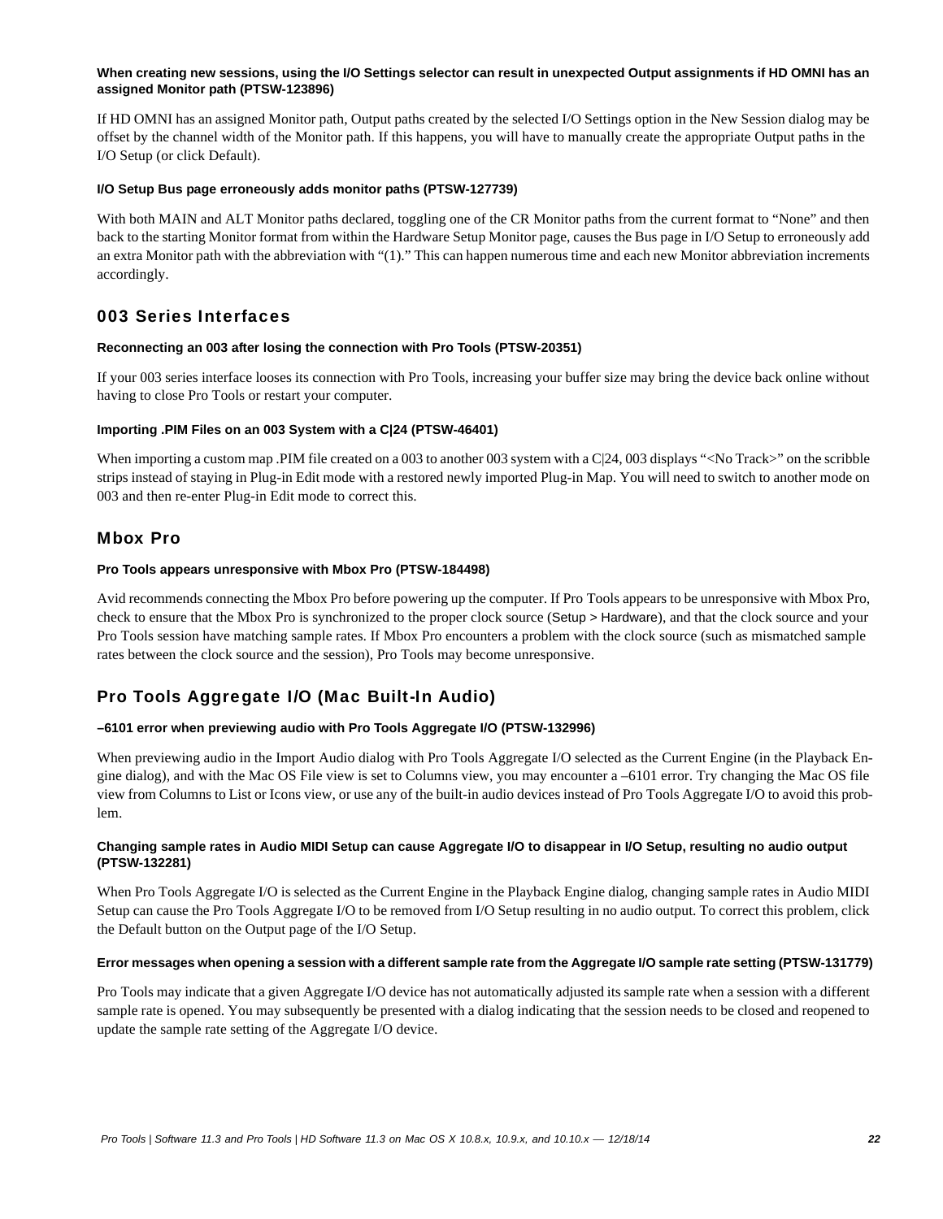#### When creating new sessions, using the I/O Settings selector can result in unexpected Output assignments if HD OMNI has an assigned Monitor path (PTSW-123896)

If HD OMNI has an assigned Monitor path, Output paths created by the selected I/O Settings option in the New Session dialog may be offset by the channel width of the Monitor path. If this happens, you will have to manually create the appropriate Output paths in the I/O Setup (or click Default).

#### I/O Setup Bus page erroneously adds monitor paths (PTSW-127739)

With both MAIN and ALT Monitor paths declared, toggling one of the CR Monitor paths from the current format to “None” and then back to the starting Monitor format from within the Hardware Setup Monitor page, causes the Bus page in I/O Setup to erroneously add an extra Monitor path with the abbreviation with “(1).” This can happen numerous time and each new Monitor abbreviation increments accordingly.

### 003 Series Interfaces

#### Reconnecting an 003 after losing the connection with Pro Tools (PTSW-20351)

If your 003 series interface looses its connection with Pro Tools, increasing your buffer size may bring the device back online without having to close Pro Tools or restart your computer.

#### Importing .PIM Files on an 003 System with a C|24 (PTSW-46401)

When importing a custom map .PIM file created on a 003 to another 003 system with a C|24, 003 displays “<No Track>” on the scribble strips instead of staying in Plug-in Edit mode with a restored newly imported Plug-in Map. You will need to switch to another mode on 003 and then re-enter Plug-in Edit mode to correct this.

### Mbox Pro

#### Pro Tools appears unresponsive with Mbox Pro (PTSW-184498)

Avid recommends connecting the Mbox Pro before powering up the computer. If Pro Tools appears to be unresponsive with Mbox Pro, check to ensure that the Mbox Pro is synchronized to the proper clock source (Setup > Hardware), and that the clock source and your Pro Tools session have matching sample rates. If Mbox Pro encounters a problem with the clock source (such as mismatched sample rates between the clock source and the session), Pro Tools may become unresponsive.

### Pro Tools Aggregate I/O (Mac Built-In Audio)

#### –6101 error when previewing audio with Pro Tools Aggregate I/O (PTSW-132996)

When previewing audio in the Import Audio dialog with Pro Tools Aggregate I/O selected as the Current Engine (in the Playback Engine dialog), and with the Mac OS File view is set to Columns view, you may encounter a –6101 error. Try changing the Mac OS file view from Columns to List or Icons view, or use any of the built-in audio devices instead of Pro Tools Aggregate I/O to avoid this problem.

#### Changing sample rates in Audio MIDI Setup can cause Aggregate I/O to disappear in I/O Setup, resulting no audio output (PTSW-132281)

When Pro Tools Aggregate I/O is selected as the Current Engine in the Playback Engine dialog, changing sample rates in Audio MIDI Setup can cause the Pro Tools Aggregate I/O to be removed from I/O Setup resulting in no audio output. To correct this problem, click the Default button on the Output page of the I/O Setup.

#### Error messages when opening a session with a different sample rate from the Aggregate I/O sample rate setting (PTSW-131779)

Pro Tools may indicate that a given Aggregate I/O device has not automatically adjusted its sample rate when a session with a different sample rate is opened. You may subsequently be presented with a dialog indicating that the session needs to be closed and reopened to update the sample rate setting of the Aggregate I/O device.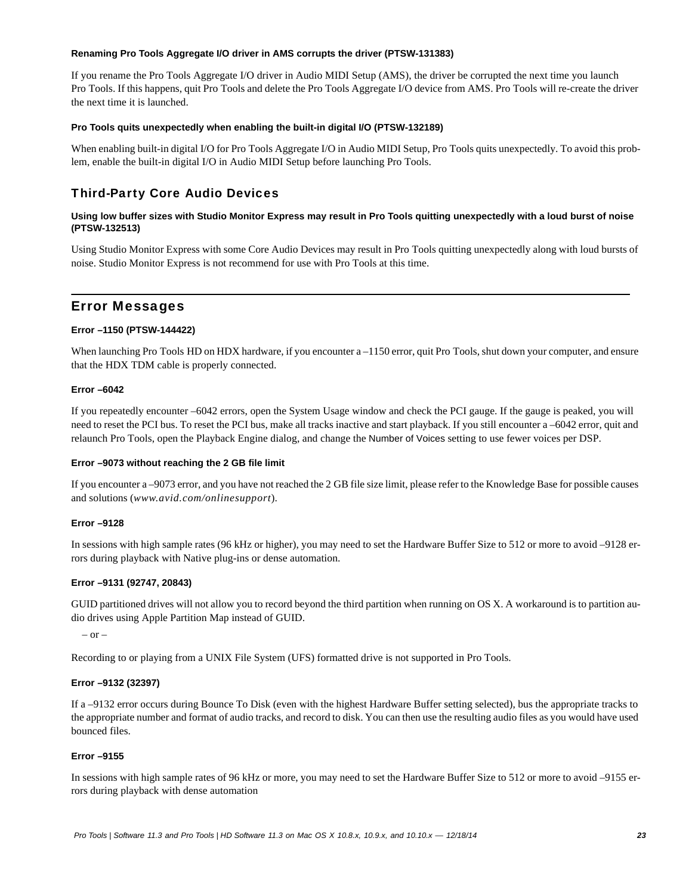#### Renaming Pro Tools Aggregate I/O driver in AMS corrupts the driver (PTSW-131383)

If you rename the Pro Tools Aggregate I/O driver in Audio MIDI Setup (AMS), the driver be corrupted the next time you launch Pro Tools. If this happens, quit Pro Tools and delete the Pro Tools Aggregate I/O device from AMS. Pro Tools will re-create the driver the next time it is launched.

#### Pro Tools quits unexpectedly when enabling the built-in digital I/O (PTSW-132189)

When enabling built-in digital I/O for Pro Tools Aggregate I/O in Audio MIDI Setup, Pro Tools quits unexpectedly. To avoid this problem, enable the built-in digital I/O in Audio MIDI Setup before launching Pro Tools.

### Third-Party Core Audio Devices

#### Using low buffer sizes with Studio Monitor Express may result in Pro Tools quitting unexpectedly with a loud burst of noise (PTSW-132513)

Using Studio Monitor Express with some Core Audio Devices may result in Pro Tools quitting unexpectedly along with loud bursts of noise. Studio Monitor Express is not recommend for use with Pro Tools at this time.

## Error Messages

#### Error –1150 (PTSW-144422)

When launching Pro Tools HD on HDX hardware, if you encounter a –1150 error, quit Pro Tools, shut down your computer, and ensure that the HDX TDM cable is properly connected.

#### Error –6042

If you repeatedly encounter –6042 errors, open the System Usage window and check the PCI gauge. If the gauge is peaked, you will need to reset the PCI bus. To reset the PCI bus, make all tracks inactive and start playback. If you still encounter a –6042 error, quit and relaunch Pro Tools, open the Playback Engine dialog, and change the Number of Voices setting to use fewer voices per DSP.

#### Error –9073 without reaching the 2 GB file limit

If you encounter a –9073 error, and you have not reached the 2 GB file size limit, please refer to the Knowledge Base for possible causes and solutions (*www.avid.com/onlinesupport*).

#### Error –9128

In sessions with high sample rates (96 kHz or higher), you may need to set the Hardware Buffer Size to 512 or more to avoid –9128 errors during playback with Native plug-ins or dense automation.

#### Error –9131 (92747, 20843)

GUID partitioned drives will not allow you to record beyond the third partition when running on OS X. A workaround is to partition audio drives using Apple Partition Map instead of GUID.

– or –

Recording to or playing from a UNIX File System (UFS) formatted drive is not supported in Pro Tools.

#### Error –9132 (32397)

If a –9132 error occurs during Bounce To Disk (even with the highest Hardware Buffer setting selected), bus the appropriate tracks to the appropriate number and format of audio tracks, and record to disk. You can then use the resulting audio files as you would have used bounced files.

#### Error –9155

In sessions with high sample rates of 96 kHz or more, you may need to set the Hardware Buffer Size to 512 or more to avoid –9155 errors during playback with dense automation